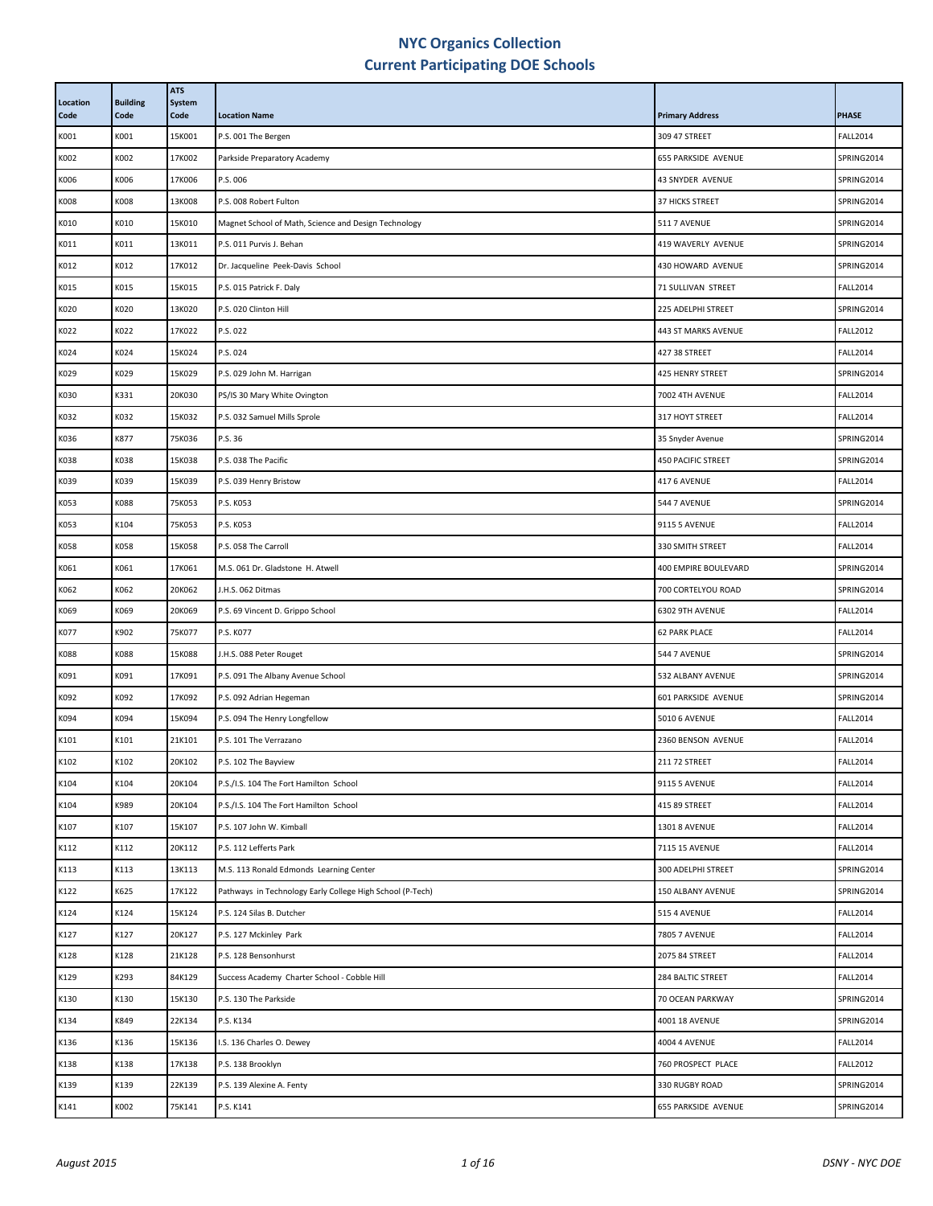# NYC Organics Collection
## Current Participating DOE Schools

| Location Code | Building Code | ATS System Code | Location Name | Primary Address | PHASE |
|---|---|---|---|---|---|
| K001 | K001 | 15K001 | P.S. 001 The Bergen | 309 47 STREET | FALL2014 |
| K002 | K002 | 17K002 | Parkside Preparatory Academy | 655 PARKSIDE AVENUE | SPRING2014 |
| K006 | K006 | 17K006 | P.S. 006 | 43 SNYDER AVENUE | SPRING2014 |
| K008 | K008 | 13K008 | P.S. 008 Robert Fulton | 37 HICKS STREET | SPRING2014 |
| K010 | K010 | 15K010 | Magnet School of Math, Science and Design Technology | 511 7 AVENUE | SPRING2014 |
| K011 | K011 | 13K011 | P.S. 011 Purvis J. Behan | 419 WAVERLY AVENUE | SPRING2014 |
| K012 | K012 | 17K012 | Dr. Jacqueline Peek-Davis School | 430 HOWARD AVENUE | SPRING2014 |
| K015 | K015 | 15K015 | P.S. 015 Patrick F. Daly | 71 SULLIVAN STREET | FALL2014 |
| K020 | K020 | 13K020 | P.S. 020 Clinton Hill | 225 ADELPHI STREET | SPRING2014 |
| K022 | K022 | 17K022 | P.S. 022 | 443 ST MARKS AVENUE | FALL2012 |
| K024 | K024 | 15K024 | P.S. 024 | 427 38 STREET | FALL2014 |
| K029 | K029 | 15K029 | P.S. 029 John M. Harrigan | 425 HENRY STREET | SPRING2014 |
| K030 | K331 | 20K030 | PS/IS 30 Mary White Ovington | 7002 4TH AVENUE | FALL2014 |
| K032 | K032 | 15K032 | P.S. 032 Samuel Mills Sprole | 317 HOYT STREET | FALL2014 |
| K036 | K877 | 75K036 | P.S. 36 | 35 Snyder Avenue | SPRING2014 |
| K038 | K038 | 15K038 | P.S. 038 The Pacific | 450 PACIFIC STREET | SPRING2014 |
| K039 | K039 | 15K039 | P.S. 039 Henry Bristow | 417 6 AVENUE | FALL2014 |
| K053 | K088 | 75K053 | P.S. K053 | 544 7 AVENUE | SPRING2014 |
| K053 | K104 | 75K053 | P.S. K053 | 9115 5 AVENUE | FALL2014 |
| K058 | K058 | 15K058 | P.S. 058 The Carroll | 330 SMITH STREET | FALL2014 |
| K061 | K061 | 17K061 | M.S. 061 Dr. Gladstone H. Atwell | 400 EMPIRE BOULEVARD | SPRING2014 |
| K062 | K062 | 20K062 | J.H.S. 062 Ditmas | 700 CORTELYOU ROAD | SPRING2014 |
| K069 | K069 | 20K069 | P.S. 69 Vincent D. Grippo School | 6302 9TH AVENUE | FALL2014 |
| K077 | K902 | 75K077 | P.S. K077 | 62 PARK PLACE | FALL2014 |
| K088 | K088 | 15K088 | J.H.S. 088 Peter Rouget | 544 7 AVENUE | SPRING2014 |
| K091 | K091 | 17K091 | P.S. 091 The Albany Avenue School | 532 ALBANY AVENUE | SPRING2014 |
| K092 | K092 | 17K092 | P.S. 092 Adrian Hegeman | 601 PARKSIDE AVENUE | SPRING2014 |
| K094 | K094 | 15K094 | P.S. 094 The Henry Longfellow | 5010 6 AVENUE | FALL2014 |
| K101 | K101 | 21K101 | P.S. 101 The Verrazano | 2360 BENSON AVENUE | FALL2014 |
| K102 | K102 | 20K102 | P.S. 102 The Bayview | 211 72 STREET | FALL2014 |
| K104 | K104 | 20K104 | P.S./I.S. 104 The Fort Hamilton School | 9115 5 AVENUE | FALL2014 |
| K104 | K989 | 20K104 | P.S./I.S. 104 The Fort Hamilton School | 415 89 STREET | FALL2014 |
| K107 | K107 | 15K107 | P.S. 107 John W. Kimball | 1301 8 AVENUE | FALL2014 |
| K112 | K112 | 20K112 | P.S. 112 Lefferts Park | 7115 15 AVENUE | FALL2014 |
| K113 | K113 | 13K113 | M.S. 113 Ronald Edmonds Learning Center | 300 ADELPHI STREET | SPRING2014 |
| K122 | K625 | 17K122 | Pathways in Technology Early College High School (P-Tech) | 150 ALBANY AVENUE | SPRING2014 |
| K124 | K124 | 15K124 | P.S. 124 Silas B. Dutcher | 515 4 AVENUE | FALL2014 |
| K127 | K127 | 20K127 | P.S. 127 Mckinley Park | 7805 7 AVENUE | FALL2014 |
| K128 | K128 | 21K128 | P.S. 128 Bensonhurst | 2075 84 STREET | FALL2014 |
| K129 | K293 | 84K129 | Success Academy Charter School - Cobble Hill | 284 BALTIC STREET | FALL2014 |
| K130 | K130 | 15K130 | P.S. 130 The Parkside | 70 OCEAN PARKWAY | SPRING2014 |
| K134 | K849 | 22K134 | P.S. K134 | 4001 18 AVENUE | SPRING2014 |
| K136 | K136 | 15K136 | I.S. 136 Charles O. Dewey | 4004 4 AVENUE | FALL2014 |
| K138 | K138 | 17K138 | P.S. 138 Brooklyn | 760 PROSPECT PLACE | FALL2012 |
| K139 | K139 | 22K139 | P.S. 139 Alexine A. Fenty | 330 RUGBY ROAD | SPRING2014 |
| K141 | K002 | 75K141 | P.S. K141 | 655 PARKSIDE AVENUE | SPRING2014 |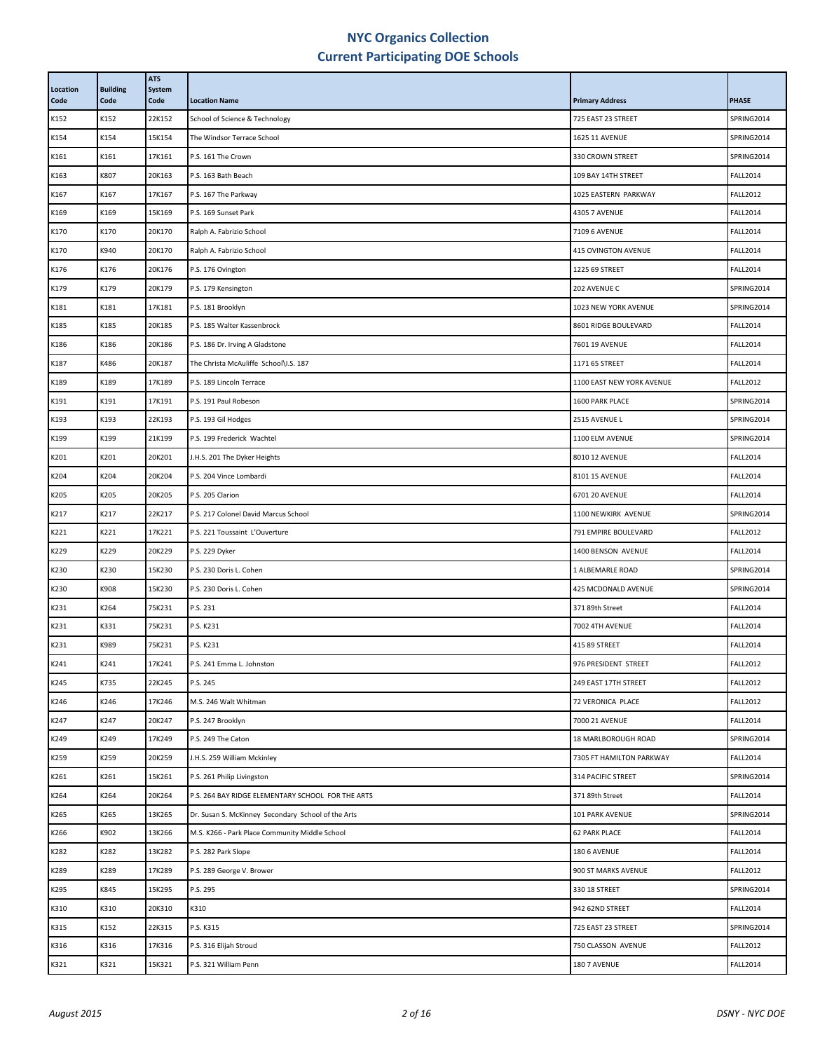# NYC Organics Collection
## Current Participating DOE Schools

| Location Code | Building Code | ATS System Code | Location Name | Primary Address | PHASE |
|---|---|---|---|---|---|
| K152 | K152 | 22K152 | School of Science & Technology | 725 EAST 23 STREET | SPRING2014 |
| K154 | K154 | 15K154 | The Windsor Terrace School | 1625 11 AVENUE | SPRING2014 |
| K161 | K161 | 17K161 | P.S. 161 The Crown | 330 CROWN STREET | SPRING2014 |
| K163 | K807 | 20K163 | P.S. 163 Bath Beach | 109 BAY 14TH STREET | FALL2014 |
| K167 | K167 | 17K167 | P.S. 167 The Parkway | 1025 EASTERN PARKWAY | FALL2012 |
| K169 | K169 | 15K169 | P.S. 169 Sunset Park | 4305 7 AVENUE | FALL2014 |
| K170 | K170 | 20K170 | Ralph A. Fabrizio School | 7109 6 AVENUE | FALL2014 |
| K170 | K940 | 20K170 | Ralph A. Fabrizio School | 415 OVINGTON AVENUE | FALL2014 |
| K176 | K176 | 20K176 | P.S. 176 Ovington | 1225 69 STREET | FALL2014 |
| K179 | K179 | 20K179 | P.S. 179 Kensington | 202 AVENUE C | SPRING2014 |
| K181 | K181 | 17K181 | P.S. 181 Brooklyn | 1023 NEW YORK AVENUE | SPRING2014 |
| K185 | K185 | 20K185 | P.S. 185 Walter Kassenbrock | 8601 RIDGE BOULEVARD | FALL2014 |
| K186 | K186 | 20K186 | P.S. 186 Dr. Irving A Gladstone | 7601 19 AVENUE | FALL2014 |
| K187 | K486 | 20K187 | The Christa McAuliffe School\I.S. 187 | 1171 65 STREET | FALL2014 |
| K189 | K189 | 17K189 | P.S. 189 Lincoln Terrace | 1100 EAST NEW YORK AVENUE | FALL2012 |
| K191 | K191 | 17K191 | P.S. 191 Paul Robeson | 1600 PARK PLACE | SPRING2014 |
| K193 | K193 | 22K193 | P.S. 193 Gil Hodges | 2515 AVENUE L | SPRING2014 |
| K199 | K199 | 21K199 | P.S. 199 Frederick Wachtel | 1100 ELM AVENUE | SPRING2014 |
| K201 | K201 | 20K201 | J.H.S. 201 The Dyker Heights | 8010 12 AVENUE | FALL2014 |
| K204 | K204 | 20K204 | P.S. 204 Vince Lombardi | 8101 15 AVENUE | FALL2014 |
| K205 | K205 | 20K205 | P.S. 205 Clarion | 6701 20 AVENUE | FALL2014 |
| K217 | K217 | 22K217 | P.S. 217 Colonel David Marcus School | 1100 NEWKIRK AVENUE | SPRING2014 |
| K221 | K221 | 17K221 | P.S. 221 Toussaint L'Ouverture | 791 EMPIRE BOULEVARD | FALL2012 |
| K229 | K229 | 20K229 | P.S. 229 Dyker | 1400 BENSON AVENUE | FALL2014 |
| K230 | K230 | 15K230 | P.S. 230 Doris L. Cohen | 1 ALBEMARLE ROAD | SPRING2014 |
| K230 | K908 | 15K230 | P.S. 230 Doris L. Cohen | 425 MCDONALD AVENUE | SPRING2014 |
| K231 | K264 | 75K231 | P.S. 231 | 371 89th Street | FALL2014 |
| K231 | K331 | 75K231 | P.S. K231 | 7002 4TH AVENUE | FALL2014 |
| K231 | K989 | 75K231 | P.S. K231 | 415 89 STREET | FALL2014 |
| K241 | K241 | 17K241 | P.S. 241 Emma L. Johnston | 976 PRESIDENT STREET | FALL2012 |
| K245 | K735 | 22K245 | P.S. 245 | 249 EAST 17TH STREET | FALL2012 |
| K246 | K246 | 17K246 | M.S. 246 Walt Whitman | 72 VERONICA PLACE | FALL2012 |
| K247 | K247 | 20K247 | P.S. 247 Brooklyn | 7000 21 AVENUE | FALL2014 |
| K249 | K249 | 17K249 | P.S. 249 The Caton | 18 MARLBOROUGH ROAD | SPRING2014 |
| K259 | K259 | 20K259 | J.H.S. 259 William Mckinley | 7305 FT HAMILTON PARKWAY | FALL2014 |
| K261 | K261 | 15K261 | P.S. 261 Philip Livingston | 314 PACIFIC STREET | SPRING2014 |
| K264 | K264 | 20K264 | P.S. 264 BAY RIDGE ELEMENTARY SCHOOL FOR THE ARTS | 371 89th Street | FALL2014 |
| K265 | K265 | 13K265 | Dr. Susan S. McKinney Secondary School of the Arts | 101 PARK AVENUE | SPRING2014 |
| K266 | K902 | 13K266 | M.S. K266 - Park Place Community Middle School | 62 PARK PLACE | FALL2014 |
| K282 | K282 | 13K282 | P.S. 282 Park Slope | 180 6 AVENUE | FALL2014 |
| K289 | K289 | 17K289 | P.S. 289 George V. Brower | 900 ST MARKS AVENUE | FALL2012 |
| K295 | K845 | 15K295 | P.S. 295 | 330 18 STREET | SPRING2014 |
| K310 | K310 | 20K310 | K310 | 942 62ND STREET | FALL2014 |
| K315 | K152 | 22K315 | P.S. K315 | 725 EAST 23 STREET | SPRING2014 |
| K316 | K316 | 17K316 | P.S. 316 Elijah Stroud | 750 CLASSON AVENUE | FALL2012 |
| K321 | K321 | 15K321 | P.S. 321 William Penn | 180 7 AVENUE | FALL2014 |

*August 2015* | *DSNY - NYC DOE*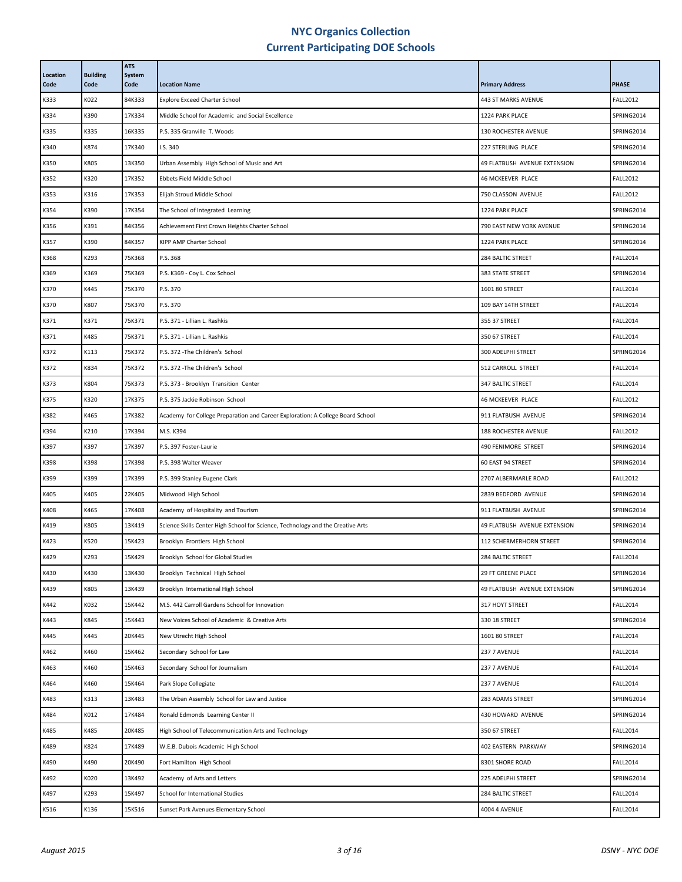# NYC Organics Collection
## Current Participating DOE Schools

| Location Code | Building Code | ATS System Code | Location Name | Primary Address | PHASE |
|---|---|---|---|---|---|
| K333 | K022 | 84K333 | Explore Exceed Charter School | 443 ST MARKS AVENUE | FALL2012 |
| K334 | K390 | 17K334 | Middle School for Academic and Social Excellence | 1224 PARK PLACE | SPRING2014 |
| K335 | K335 | 16K335 | P.S. 335 Granville T. Woods | 130 ROCHESTER AVENUE | SPRING2014 |
| K340 | K874 | 17K340 | I.S. 340 | 227 STERLING PLACE | SPRING2014 |
| K350 | K805 | 13K350 | Urban Assembly High School of Music and Art | 49 FLATBUSH AVENUE EXTENSION | SPRING2014 |
| K352 | K320 | 17K352 | Ebbets Field Middle School | 46 MCKEEVER PLACE | FALL2012 |
| K353 | K316 | 17K353 | Elijah Stroud Middle School | 750 CLASSON AVENUE | FALL2012 |
| K354 | K390 | 17K354 | The School of Integrated Learning | 1224 PARK PLACE | SPRING2014 |
| K356 | K391 | 84K356 | Achievement First Crown Heights Charter School | 790 EAST NEW YORK AVENUE | SPRING2014 |
| K357 | K390 | 84K357 | KIPP AMP Charter School | 1224 PARK PLACE | SPRING2014 |
| K368 | K293 | 75K368 | P.S. 368 | 284 BALTIC STREET | FALL2014 |
| K369 | K369 | 75K369 | P.S. K369 - Coy L. Cox School | 383 STATE STREET | SPRING2014 |
| K370 | K445 | 75K370 | P.S. 370 | 1601 80 STREET | FALL2014 |
| K370 | K807 | 75K370 | P.S. 370 | 109 BAY 14TH STREET | FALL2014 |
| K371 | K371 | 75K371 | P.S. 371 - Lillian L. Rashkis | 355 37 STREET | FALL2014 |
| K371 | K485 | 75K371 | P.S. 371 - Lillian L. Rashkis | 350 67 STREET | FALL2014 |
| K372 | K113 | 75K372 | P.S. 372 -The Children's School | 300 ADELPHI STREET | SPRING2014 |
| K372 | K834 | 75K372 | P.S. 372 -The Children's School | 512 CARROLL STREET | FALL2014 |
| K373 | K804 | 75K373 | P.S. 373 - Brooklyn Transition Center | 347 BALTIC STREET | FALL2014 |
| K375 | K320 | 17K375 | P.S. 375 Jackie Robinson School | 46 MCKEEVER PLACE | FALL2012 |
| K382 | K465 | 17K382 | Academy for College Preparation and Career Exploration: A College Board School | 911 FLATBUSH AVENUE | SPRING2014 |
| K394 | K210 | 17K394 | M.S. K394 | 188 ROCHESTER AVENUE | FALL2012 |
| K397 | K397 | 17K397 | P.S. 397 Foster-Laurie | 490 FENIMORE STREET | SPRING2014 |
| K398 | K398 | 17K398 | P.S. 398 Walter Weaver | 60 EAST 94 STREET | SPRING2014 |
| K399 | K399 | 17K399 | P.S. 399 Stanley Eugene Clark | 2707 ALBERMARLE ROAD | FALL2012 |
| K405 | K405 | 22K405 | Midwood High School | 2839 BEDFORD AVENUE | SPRING2014 |
| K408 | K465 | 17K408 | Academy of Hospitality and Tourism | 911 FLATBUSH AVENUE | SPRING2014 |
| K419 | K805 | 13K419 | Science Skills Center High School for Science, Technology and the Creative Arts | 49 FLATBUSH AVENUE EXTENSION | SPRING2014 |
| K423 | K520 | 15K423 | Brooklyn Frontiers High School | 112 SCHERMERHORN STREET | SPRING2014 |
| K429 | K293 | 15K429 | Brooklyn School for Global Studies | 284 BALTIC STREET | FALL2014 |
| K430 | K430 | 13K430 | Brooklyn Technical High School | 29 FT GREENE PLACE | SPRING2014 |
| K439 | K805 | 13K439 | Brooklyn International High School | 49 FLATBUSH AVENUE EXTENSION | SPRING2014 |
| K442 | K032 | 15K442 | M.S. 442 Carroll Gardens School for Innovation | 317 HOYT STREET | FALL2014 |
| K443 | K845 | 15K443 | New Voices School of Academic & Creative Arts | 330 18 STREET | SPRING2014 |
| K445 | K445 | 20K445 | New Utrecht High School | 1601 80 STREET | FALL2014 |
| K462 | K460 | 15K462 | Secondary School for Law | 237 7 AVENUE | FALL2014 |
| K463 | K460 | 15K463 | Secondary School for Journalism | 237 7 AVENUE | FALL2014 |
| K464 | K460 | 15K464 | Park Slope Collegiate | 237 7 AVENUE | FALL2014 |
| K483 | K313 | 13K483 | The Urban Assembly School for Law and Justice | 283 ADAMS STREET | SPRING2014 |
| K484 | K012 | 17K484 | Ronald Edmonds Learning Center II | 430 HOWARD AVENUE | SPRING2014 |
| K485 | K485 | 20K485 | High School of Telecommunication Arts and Technology | 350 67 STREET | FALL2014 |
| K489 | K824 | 17K489 | W.E.B. Dubois Academic High School | 402 EASTERN PARKWAY | SPRING2014 |
| K490 | K490 | 20K490 | Fort Hamilton High School | 8301 SHORE ROAD | FALL2014 |
| K492 | K020 | 13K492 | Academy of Arts and Letters | 225 ADELPHI STREET | SPRING2014 |
| K497 | K293 | 15K497 | School for International Studies | 284 BALTIC STREET | FALL2014 |
| K516 | K136 | 15K516 | Sunset Park Avenues Elementary School | 4004 4 AVENUE | FALL2014 |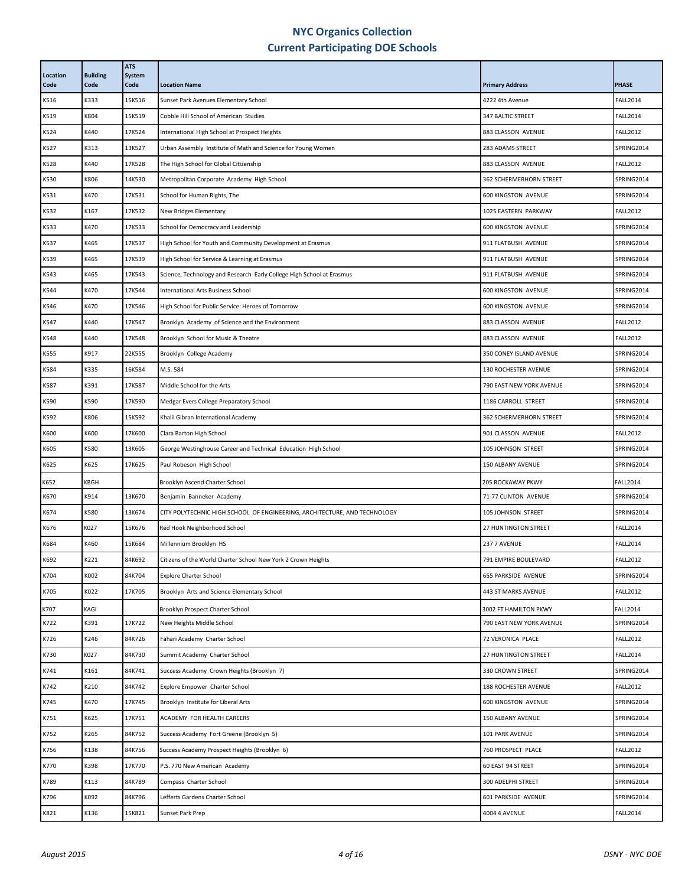# NYC Organics Collection
# Current Participating DOE Schools

| Location Code | Building Code | ATS System Code | Location Name | Primary Address | PHASE |
|---|---|---|---|---|---|
| K516 | K333 | 15K516 | Sunset Park Avenues Elementary School | 4222 4th Avenue | FALL2014 |
| K519 | K804 | 15K519 | Cobble Hill School of American Studies | 347 BALTIC STREET | FALL2014 |
| K524 | K440 | 17K524 | International High School at Prospect Heights | 883 CLASSON AVENUE | FALL2012 |
| K527 | K313 | 13K527 | Urban Assembly Institute of Math and Science for Young Women | 283 ADAMS STREET | SPRING2014 |
| K528 | K440 | 17K528 | The High School for Global Citizenship | 883 CLASSON AVENUE | FALL2012 |
| K530 | K806 | 14K530 | Metropolitan Corporate Academy High School | 362 SCHERMERHORN STREET | SPRING2014 |
| K531 | K470 | 17K531 | School for Human Rights, The | 600 KINGSTON AVENUE | SPRING2014 |
| K532 | K167 | 17K532 | New Bridges Elementary | 1025 EASTERN PARKWAY | FALL2012 |
| K533 | K470 | 17K533 | School for Democracy and Leadership | 600 KINGSTON AVENUE | SPRING2014 |
| K537 | K465 | 17K537 | High School for Youth and Community Development at Erasmus | 911 FLATBUSH AVENUE | SPRING2014 |
| K539 | K465 | 17K539 | High School for Service & Learning at Erasmus | 911 FLATBUSH AVENUE | SPRING2014 |
| K543 | K465 | 17K543 | Science, Technology and Research Early College High School at Erasmus | 911 FLATBUSH AVENUE | SPRING2014 |
| K544 | K470 | 17K544 | International Arts Business School | 600 KINGSTON AVENUE | SPRING2014 |
| K546 | K470 | 17K546 | High School for Public Service: Heroes of Tomorrow | 600 KINGSTON AVENUE | SPRING2014 |
| K547 | K440 | 17K547 | Brooklyn Academy of Science and the Environment | 883 CLASSON AVENUE | FALL2012 |
| K548 | K440 | 17K548 | Brooklyn School for Music & Theatre | 883 CLASSON AVENUE | FALL2012 |
| K555 | K917 | 22K555 | Brooklyn College Academy | 350 CONEY ISLAND AVENUE | SPRING2014 |
| K584 | K335 | 16K584 | M.S. 584 | 130 ROCHESTER AVENUE | SPRING2014 |
| K587 | K391 | 17K587 | Middle School for the Arts | 790 EAST NEW YORK AVENUE | SPRING2014 |
| K590 | K590 | 17K590 | Medgar Evers College Preparatory School | 1186 CARROLL STREET | SPRING2014 |
| K592 | K806 | 15K592 | Khalil Gibran International Academy | 362 SCHERMERHORN STREET | SPRING2014 |
| K600 | K600 | 17K600 | Clara Barton High School | 901 CLASSON AVENUE | FALL2012 |
| K605 | K580 | 13K605 | George Westinghouse Career and Technical Education High School | 105 JOHNSON STREET | SPRING2014 |
| K625 | K625 | 17K625 | Paul Robeson High School | 150 ALBANY AVENUE | SPRING2014 |
| K652 | KBGH | | Brooklyn Ascend Charter School | 205 ROCKAWAY PKWY | FALL2014 |
| K670 | K914 | 13K670 | Benjamin Banneker Academy | 71-77 CLINTON AVENUE | SPRING2014 |
| K674 | K580 | 13K674 | CITY POLYTECHNIC HIGH SCHOOL OF ENGINEERING, ARCHITECTURE, AND TECHNOLOGY | 105 JOHNSON STREET | SPRING2014 |
| K676 | K027 | 15K676 | Red Hook Neighborhood School | 27 HUNTINGTON STREET | FALL2014 |
| K684 | K460 | 15K684 | Millennium Brooklyn HS | 237 7 AVENUE | FALL2014 |
| K692 | K221 | 84K692 | Citizens of the World Charter School New York 2 Crown Heights | 791 EMPIRE BOULEVARD | FALL2012 |
| K704 | K002 | 84K704 | Explore Charter School | 655 PARKSIDE AVENUE | SPRING2014 |
| K705 | K022 | 17K705 | Brooklyn Arts and Science Elementary School | 443 ST MARKS AVENUE | FALL2012 |
| K707 | KAGI | | Brooklyn Prospect Charter School | 3002 FT HAMILTON PKWY | FALL2014 |
| K722 | K391 | 17K722 | New Heights Middle School | 790 EAST NEW YORK AVENUE | SPRING2014 |
| K726 | K246 | 84K726 | Fahari Academy Charter School | 72 VERONICA PLACE | FALL2012 |
| K730 | K027 | 84K730 | Summit Academy Charter School | 27 HUNTINGTON STREET | FALL2014 |
| K741 | K161 | 84K741 | Success Academy Crown Heights (Brooklyn 7) | 330 CROWN STREET | SPRING2014 |
| K742 | K210 | 84K742 | Explore Empower Charter School | 188 ROCHESTER AVENUE | FALL2012 |
| K745 | K470 | 17K745 | Brooklyn Institute for Liberal Arts | 600 KINGSTON AVENUE | SPRING2014 |
| K751 | K625 | 17K751 | ACADEMY FOR HEALTH CAREERS | 150 ALBANY AVENUE | SPRING2014 |
| K752 | K265 | 84K752 | Success Academy Fort Greene (Brooklyn 5) | 101 PARK AVENUE | SPRING2014 |
| K756 | K138 | 84K756 | Success Academy Prospect Heights (Brooklyn 6) | 760 PROSPECT PLACE | FALL2012 |
| K770 | K398 | 17K770 | P.S. 770 New American Academy | 60 EAST 94 STREET | SPRING2014 |
| K789 | K113 | 84K789 | Compass Charter School | 300 ADELPHI STREET | SPRING2014 |
| K796 | K092 | 84K796 | Lefferts Gardens Charter School | 601 PARKSIDE AVENUE | SPRING2014 |
| K821 | K136 | 15K821 | Sunset Park Prep | 4004 4 AVENUE | FALL2014 |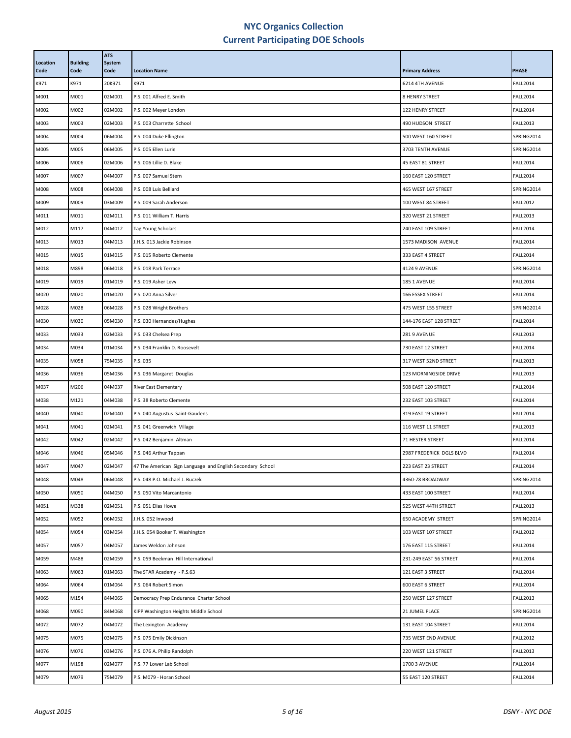# NYC Organics Collection
## Current Participating DOE Schools

| Location Code | Building Code | ATS System Code | Location Name | Primary Address | PHASE |
|---|---|---|---|---|---|
| K971 | K971 | 20K971 | K971 | 6214 4TH AVENUE | FALL2014 |
| M001 | M001 | 02M001 | P.S. 001 Alfred E. Smith | 8 HENRY STREET | FALL2014 |
| M002 | M002 | 02M002 | P.S. 002 Meyer London | 122 HENRY STREET | FALL2014 |
| M003 | M003 | 02M003 | P.S. 003 Charrette School | 490 HUDSON STREET | FALL2013 |
| M004 | M004 | 06M004 | P.S. 004 Duke Ellington | 500 WEST 160 STREET | SPRING2014 |
| M005 | M005 | 06M005 | P.S. 005 Ellen Lurie | 3703 TENTH AVENUE | SPRING2014 |
| M006 | M006 | 02M006 | P.S. 006 Lillie D. Blake | 45 EAST 81 STREET | FALL2014 |
| M007 | M007 | 04M007 | P.S. 007 Samuel Stern | 160 EAST 120 STREET | FALL2014 |
| M008 | M008 | 06M008 | P.S. 008 Luis Belliard | 465 WEST 167 STREET | SPRING2014 |
| M009 | M009 | 03M009 | P.S. 009 Sarah Anderson | 100 WEST 84 STREET | FALL2012 |
| M011 | M011 | 02M011 | P.S. 011 William T. Harris | 320 WEST 21 STREET | FALL2013 |
| M012 | M117 | 04M012 | Tag Young Scholars | 240 EAST 109 STREET | FALL2014 |
| M013 | M013 | 04M013 | J.H.S. 013 Jackie Robinson | 1573 MADISON AVENUE | FALL2014 |
| M015 | M015 | 01M015 | P.S. 015 Roberto Clemente | 333 EAST 4 STREET | FALL2014 |
| M018 | M898 | 06M018 | P.S. 018 Park Terrace | 4124 9 AVENUE | SPRING2014 |
| M019 | M019 | 01M019 | P.S. 019 Asher Levy | 185 1 AVENUE | FALL2014 |
| M020 | M020 | 01M020 | P.S. 020 Anna Silver | 166 ESSEX STREET | FALL2014 |
| M028 | M028 | 06M028 | P.S. 028 Wright Brothers | 475 WEST 155 STREET | SPRING2014 |
| M030 | M030 | 05M030 | P.S. 030 Hernandez/Hughes | 144-176 EAST 128 STREET | FALL2014 |
| M033 | M033 | 02M033 | P.S. 033 Chelsea Prep | 281 9 AVENUE | FALL2013 |
| M034 | M034 | 01M034 | P.S. 034 Franklin D. Roosevelt | 730 EAST 12 STREET | FALL2014 |
| M035 | M058 | 75M035 | P.S. 035 | 317 WEST 52ND STREET | FALL2013 |
| M036 | M036 | 05M036 | P.S. 036 Margaret Douglas | 123 MORNINGSIDE DRIVE | FALL2013 |
| M037 | M206 | 04M037 | River East Elementary | 508 EAST 120 STREET | FALL2014 |
| M038 | M121 | 04M038 | P.S. 38 Roberto Clemente | 232 EAST 103 STREET | FALL2014 |
| M040 | M040 | 02M040 | P.S. 040 Augustus Saint-Gaudens | 319 EAST 19 STREET | FALL2014 |
| M041 | M041 | 02M041 | P.S. 041 Greenwich Village | 116 WEST 11 STREET | FALL2013 |
| M042 | M042 | 02M042 | P.S. 042 Benjamin Altman | 71 HESTER STREET | FALL2014 |
| M046 | M046 | 05M046 | P.S. 046 Arthur Tappan | 2987 FREDERICK DGLS BLVD | FALL2014 |
| M047 | M047 | 02M047 | 47 The American Sign Language and English Secondary School | 223 EAST 23 STREET | FALL2014 |
| M048 | M048 | 06M048 | P.S. 048 P.O. Michael J. Buczek | 4360-78 BROADWAY | SPRING2014 |
| M050 | M050 | 04M050 | P.S. 050 Vito Marcantonio | 433 EAST 100 STREET | FALL2014 |
| M051 | M338 | 02M051 | P.S. 051 Elias Howe | 525 WEST 44TH STREET | FALL2013 |
| M052 | M052 | 06M052 | J.H.S. 052 Inwood | 650 ACADEMY STREET | SPRING2014 |
| M054 | M054 | 03M054 | J.H.S. 054 Booker T. Washington | 103 WEST 107 STREET | FALL2012 |
| M057 | M057 | 04M057 | James Weldon Johnson | 176 EAST 115 STREET | FALL2014 |
| M059 | M488 | 02M059 | P.S. 059 Beekman Hill International | 231-249 EAST 56 STREET | FALL2014 |
| M063 | M063 | 01M063 | The STAR Academy - P.S.63 | 121 EAST 3 STREET | FALL2014 |
| M064 | M064 | 01M064 | P.S. 064 Robert Simon | 600 EAST 6 STREET | FALL2014 |
| M065 | M154 | 84M065 | Democracy Prep Endurance Charter School | 250 WEST 127 STREET | FALL2013 |
| M068 | M090 | 84M068 | KIPP Washington Heights Middle School | 21 JUMEL PLACE | SPRING2014 |
| M072 | M072 | 04M072 | The Lexington Academy | 131 EAST 104 STREET | FALL2014 |
| M075 | M075 | 03M075 | P.S. 075 Emily Dickinson | 735 WEST END AVENUE | FALL2012 |
| M076 | M076 | 03M076 | P.S. 076 A. Philip Randolph | 220 WEST 121 STREET | FALL2013 |
| M077 | M198 | 02M077 | P.S. 77 Lower Lab School | 1700 3 AVENUE | FALL2014 |
| M079 | M079 | 75M079 | P.S. M079 - Horan School | 55 EAST 120 STREET | FALL2014 |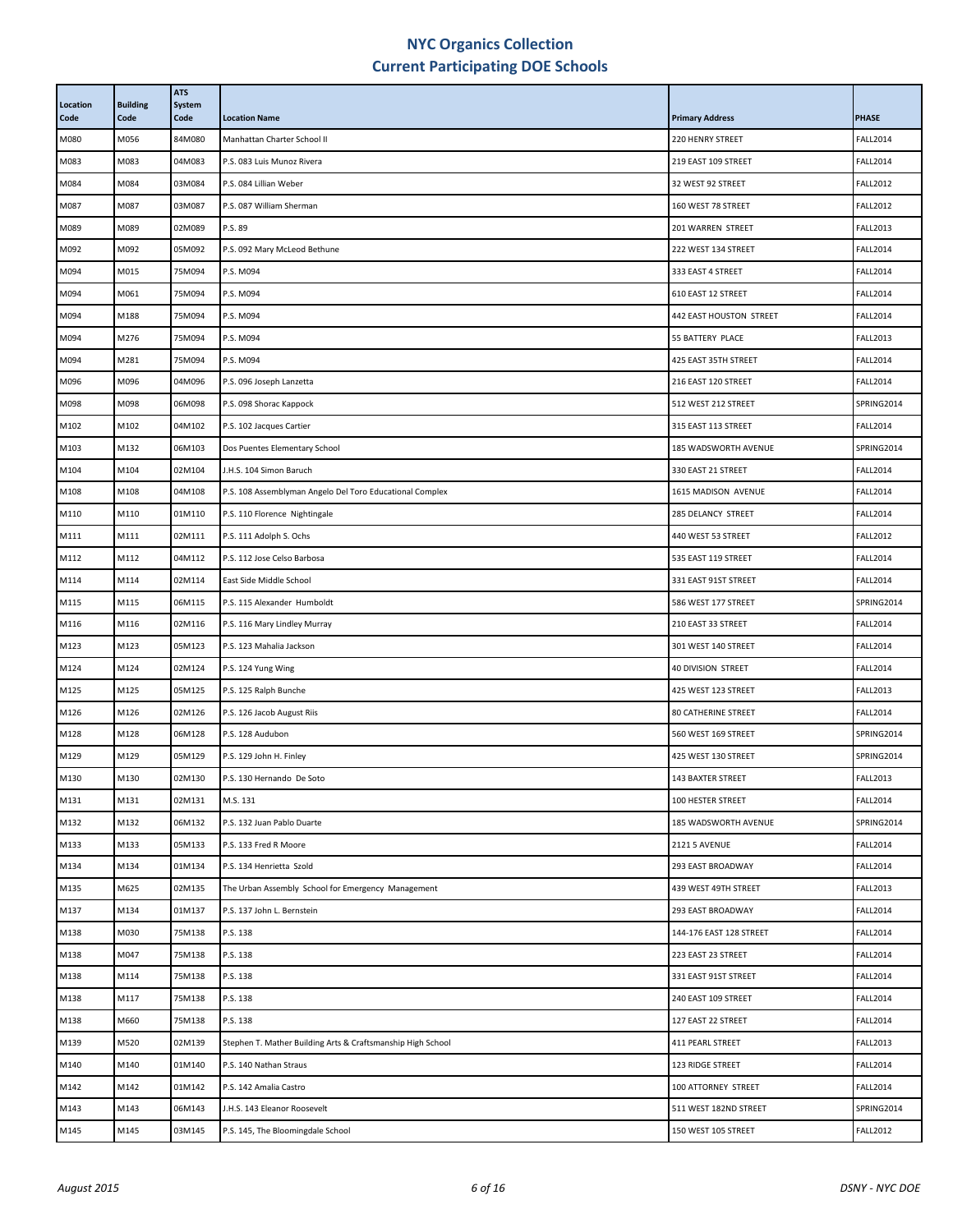# NYC Organics Collection
## Current Participating DOE Schools

| Location Code | Building Code | ATS System Code | Location Name | Primary Address | PHASE |
|---|---|---|---|---|---|
| M080 | M056 | 84M080 | Manhattan Charter School II | 220 HENRY STREET | FALL2014 |
| M083 | M083 | 04M083 | P.S. 083 Luis Munoz Rivera | 219 EAST 109 STREET | FALL2014 |
| M084 | M084 | 03M084 | P.S. 084 Lillian Weber | 32 WEST 92 STREET | FALL2012 |
| M087 | M087 | 03M087 | P.S. 087 William Sherman | 160 WEST 78 STREET | FALL2012 |
| M089 | M089 | 02M089 | P.S. 89 | 201 WARREN STREET | FALL2013 |
| M092 | M092 | 05M092 | P.S. 092 Mary McLeod Bethune | 222 WEST 134 STREET | FALL2014 |
| M094 | M015 | 75M094 | P.S. M094 | 333 EAST 4 STREET | FALL2014 |
| M094 | M061 | 75M094 | P.S. M094 | 610 EAST 12 STREET | FALL2014 |
| M094 | M188 | 75M094 | P.S. M094 | 442 EAST HOUSTON STREET | FALL2014 |
| M094 | M276 | 75M094 | P.S. M094 | 55 BATTERY PLACE | FALL2013 |
| M094 | M281 | 75M094 | P.S. M094 | 425 EAST 35TH STREET | FALL2014 |
| M096 | M096 | 04M096 | P.S. 096 Joseph Lanzetta | 216 EAST 120 STREET | FALL2014 |
| M098 | M098 | 06M098 | P.S. 098 Shorac Kappock | 512 WEST 212 STREET | SPRING2014 |
| M102 | M102 | 04M102 | P.S. 102 Jacques Cartier | 315 EAST 113 STREET | FALL2014 |
| M103 | M132 | 06M103 | Dos Puentes Elementary School | 185 WADSWORTH AVENUE | SPRING2014 |
| M104 | M104 | 02M104 | J.H.S. 104 Simon Baruch | 330 EAST 21 STREET | FALL2014 |
| M108 | M108 | 04M108 | P.S. 108 Assemblyman Angelo Del Toro Educational Complex | 1615 MADISON AVENUE | FALL2014 |
| M110 | M110 | 01M110 | P.S. 110 Florence Nightingale | 285 DELANCY STREET | FALL2014 |
| M111 | M111 | 02M111 | P.S. 111 Adolph S. Ochs | 440 WEST 53 STREET | FALL2012 |
| M112 | M112 | 04M112 | P.S. 112 Jose Celso Barbosa | 535 EAST 119 STREET | FALL2014 |
| M114 | M114 | 02M114 | East Side Middle School | 331 EAST 91ST STREET | FALL2014 |
| M115 | M115 | 06M115 | P.S. 115 Alexander Humboldt | 586 WEST 177 STREET | SPRING2014 |
| M116 | M116 | 02M116 | P.S. 116 Mary Lindley Murray | 210 EAST 33 STREET | FALL2014 |
| M123 | M123 | 05M123 | P.S. 123 Mahalia Jackson | 301 WEST 140 STREET | FALL2014 |
| M124 | M124 | 02M124 | P.S. 124 Yung Wing | 40 DIVISION STREET | FALL2014 |
| M125 | M125 | 05M125 | P.S. 125 Ralph Bunche | 425 WEST 123 STREET | FALL2013 |
| M126 | M126 | 02M126 | P.S. 126 Jacob August Riis | 80 CATHERINE STREET | FALL2014 |
| M128 | M128 | 06M128 | P.S. 128 Audubon | 560 WEST 169 STREET | SPRING2014 |
| M129 | M129 | 05M129 | P.S. 129 John H. Finley | 425 WEST 130 STREET | SPRING2014 |
| M130 | M130 | 02M130 | P.S. 130 Hernando De Soto | 143 BAXTER STREET | FALL2013 |
| M131 | M131 | 02M131 | M.S. 131 | 100 HESTER STREET | FALL2014 |
| M132 | M132 | 06M132 | P.S. 132 Juan Pablo Duarte | 185 WADSWORTH AVENUE | SPRING2014 |
| M133 | M133 | 05M133 | P.S. 133 Fred R Moore | 2121 5 AVENUE | FALL2014 |
| M134 | M134 | 01M134 | P.S. 134 Henrietta Szold | 293 EAST BROADWAY | FALL2014 |
| M135 | M625 | 02M135 | The Urban Assembly School for Emergency Management | 439 WEST 49TH STREET | FALL2013 |
| M137 | M134 | 01M137 | P.S. 137 John L. Bernstein | 293 EAST BROADWAY | FALL2014 |
| M138 | M030 | 75M138 | P.S. 138 | 144-176 EAST 128 STREET | FALL2014 |
| M138 | M047 | 75M138 | P.S. 138 | 223 EAST 23 STREET | FALL2014 |
| M138 | M114 | 75M138 | P.S. 138 | 331 EAST 91ST STREET | FALL2014 |
| M138 | M117 | 75M138 | P.S. 138 | 240 EAST 109 STREET | FALL2014 |
| M138 | M660 | 75M138 | P.S. 138 | 127 EAST 22 STREET | FALL2014 |
| M139 | M520 | 02M139 | Stephen T. Mather Building Arts & Craftsmanship High School | 411 PEARL STREET | FALL2013 |
| M140 | M140 | 01M140 | P.S. 140 Nathan Straus | 123 RIDGE STREET | FALL2014 |
| M142 | M142 | 01M142 | P.S. 142 Amalia Castro | 100 ATTORNEY STREET | FALL2014 |
| M143 | M143 | 06M143 | J.H.S. 143 Eleanor Roosevelt | 511 WEST 182ND STREET | SPRING2014 |
| M145 | M145 | 03M145 | P.S. 145, The Bloomingdale School | 150 WEST 105 STREET | FALL2012 |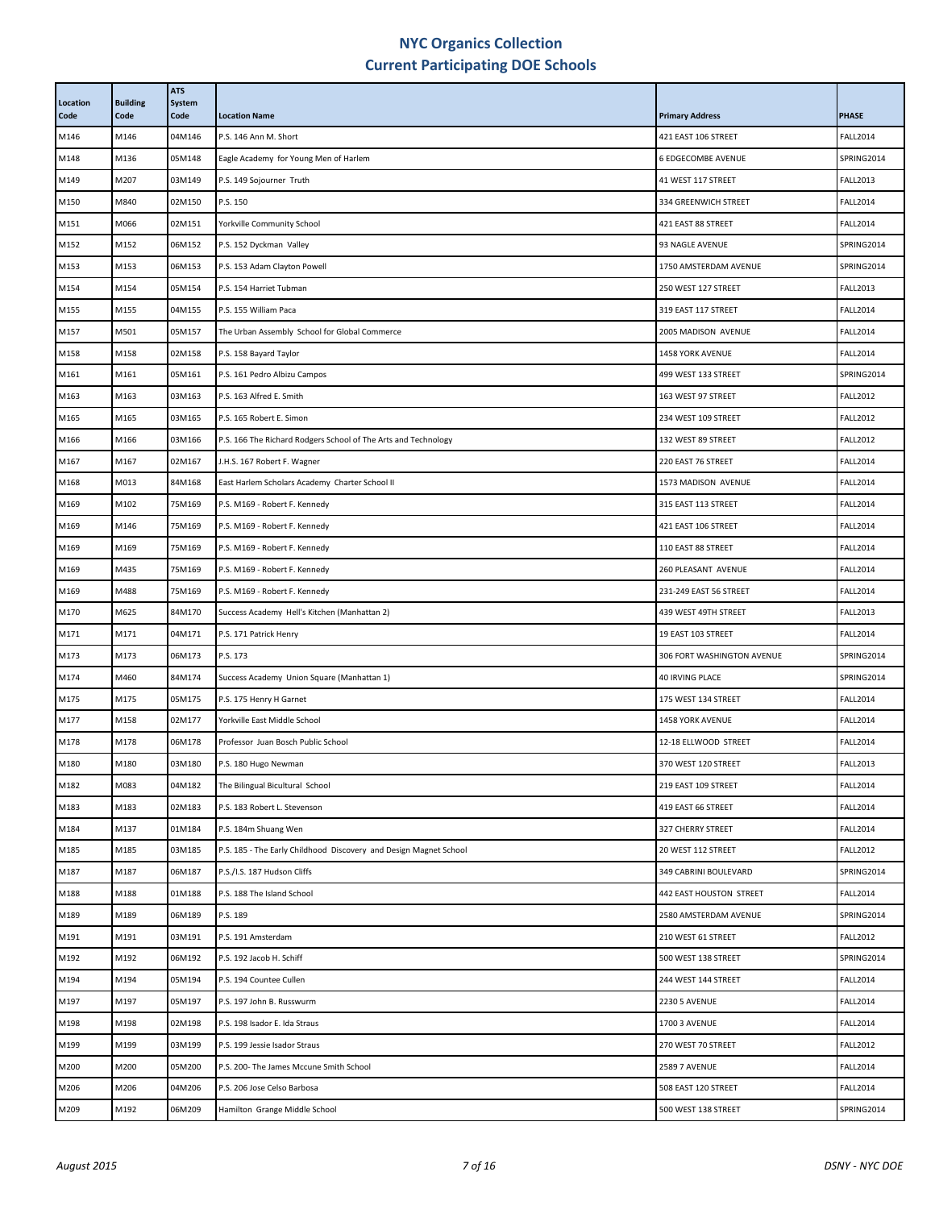# NYC Organics Collection
## Current Participating DOE Schools

| Location Code | Building Code | ATS System Code | Location Name | Primary Address | PHASE |
|---|---|---|---|---|---|
| M146 | M146 | 04M146 | P.S. 146 Ann M. Short | 421 EAST 106 STREET | FALL2014 |
| M148 | M136 | 05M148 | Eagle Academy for Young Men of Harlem | 6 EDGECOMBE AVENUE | SPRING2014 |
| M149 | M207 | 03M149 | P.S. 149 Sojourner Truth | 41 WEST 117 STREET | FALL2013 |
| M150 | M840 | 02M150 | P.S. 150 | 334 GREENWICH STREET | FALL2014 |
| M151 | M066 | 02M151 | Yorkville Community School | 421 EAST 88 STREET | FALL2014 |
| M152 | M152 | 06M152 | P.S. 152 Dyckman Valley | 93 NAGLE AVENUE | SPRING2014 |
| M153 | M153 | 06M153 | P.S. 153 Adam Clayton Powell | 1750 AMSTERDAM AVENUE | SPRING2014 |
| M154 | M154 | 05M154 | P.S. 154 Harriet Tubman | 250 WEST 127 STREET | FALL2013 |
| M155 | M155 | 04M155 | P.S. 155 William Paca | 319 EAST 117 STREET | FALL2014 |
| M157 | M501 | 05M157 | The Urban Assembly School for Global Commerce | 2005 MADISON AVENUE | FALL2014 |
| M158 | M158 | 02M158 | P.S. 158 Bayard Taylor | 1458 YORK AVENUE | FALL2014 |
| M161 | M161 | 05M161 | P.S. 161 Pedro Albizu Campos | 499 WEST 133 STREET | SPRING2014 |
| M163 | M163 | 03M163 | P.S. 163 Alfred E. Smith | 163 WEST 97 STREET | FALL2012 |
| M165 | M165 | 03M165 | P.S. 165 Robert E. Simon | 234 WEST 109 STREET | FALL2012 |
| M166 | M166 | 03M166 | P.S. 166 The Richard Rodgers School of The Arts and Technology | 132 WEST 89 STREET | FALL2012 |
| M167 | M167 | 02M167 | J.H.S. 167 Robert F. Wagner | 220 EAST 76 STREET | FALL2014 |
| M168 | M013 | 84M168 | East Harlem Scholars Academy Charter School II | 1573 MADISON AVENUE | FALL2014 |
| M169 | M102 | 75M169 | P.S. M169 - Robert F. Kennedy | 315 EAST 113 STREET | FALL2014 |
| M169 | M146 | 75M169 | P.S. M169 - Robert F. Kennedy | 421 EAST 106 STREET | FALL2014 |
| M169 | M169 | 75M169 | P.S. M169 - Robert F. Kennedy | 110 EAST 88 STREET | FALL2014 |
| M169 | M435 | 75M169 | P.S. M169 - Robert F. Kennedy | 260 PLEASANT AVENUE | FALL2014 |
| M169 | M488 | 75M169 | P.S. M169 - Robert F. Kennedy | 231-249 EAST 56 STREET | FALL2014 |
| M170 | M625 | 84M170 | Success Academy Hell's Kitchen (Manhattan 2) | 439 WEST 49TH STREET | FALL2013 |
| M171 | M171 | 04M171 | P.S. 171 Patrick Henry | 19 EAST 103 STREET | FALL2014 |
| M173 | M173 | 06M173 | P.S. 173 | 306 FORT WASHINGTON AVENUE | SPRING2014 |
| M174 | M460 | 84M174 | Success Academy Union Square (Manhattan 1) | 40 IRVING PLACE | SPRING2014 |
| M175 | M175 | 05M175 | P.S. 175 Henry H Garnet | 175 WEST 134 STREET | FALL2014 |
| M177 | M158 | 02M177 | Yorkville East Middle School | 1458 YORK AVENUE | FALL2014 |
| M178 | M178 | 06M178 | Professor Juan Bosch Public School | 12-18 ELLWOOD STREET | FALL2014 |
| M180 | M180 | 03M180 | P.S. 180 Hugo Newman | 370 WEST 120 STREET | FALL2013 |
| M182 | M083 | 04M182 | The Bilingual Bicultural School | 219 EAST 109 STREET | FALL2014 |
| M183 | M183 | 02M183 | P.S. 183 Robert L. Stevenson | 419 EAST 66 STREET | FALL2014 |
| M184 | M137 | 01M184 | P.S. 184m Shuang Wen | 327 CHERRY STREET | FALL2014 |
| M185 | M185 | 03M185 | P.S. 185 - The Early Childhood Discovery and Design Magnet School | 20 WEST 112 STREET | FALL2012 |
| M187 | M187 | 06M187 | P.S./I.S. 187 Hudson Cliffs | 349 CABRINI BOULEVARD | SPRING2014 |
| M188 | M188 | 01M188 | P.S. 188 The Island School | 442 EAST HOUSTON STREET | FALL2014 |
| M189 | M189 | 06M189 | P.S. 189 | 2580 AMSTERDAM AVENUE | SPRING2014 |
| M191 | M191 | 03M191 | P.S. 191 Amsterdam | 210 WEST 61 STREET | FALL2012 |
| M192 | M192 | 06M192 | P.S. 192 Jacob H. Schiff | 500 WEST 138 STREET | SPRING2014 |
| M194 | M194 | 05M194 | P.S. 194 Countee Cullen | 244 WEST 144 STREET | FALL2014 |
| M197 | M197 | 05M197 | P.S. 197 John B. Russwurm | 2230 5 AVENUE | FALL2014 |
| M198 | M198 | 02M198 | P.S. 198 Isador E. Ida Straus | 1700 3 AVENUE | FALL2014 |
| M199 | M199 | 03M199 | P.S. 199 Jessie Isador Straus | 270 WEST 70 STREET | FALL2012 |
| M200 | M200 | 05M200 | P.S. 200- The James Mccune Smith School | 2589 7 AVENUE | FALL2014 |
| M206 | M206 | 04M206 | P.S. 206 Jose Celso Barbosa | 508 EAST 120 STREET | FALL2014 |
| M209 | M192 | 06M209 | Hamilton Grange Middle School | 500 WEST 138 STREET | SPRING2014 |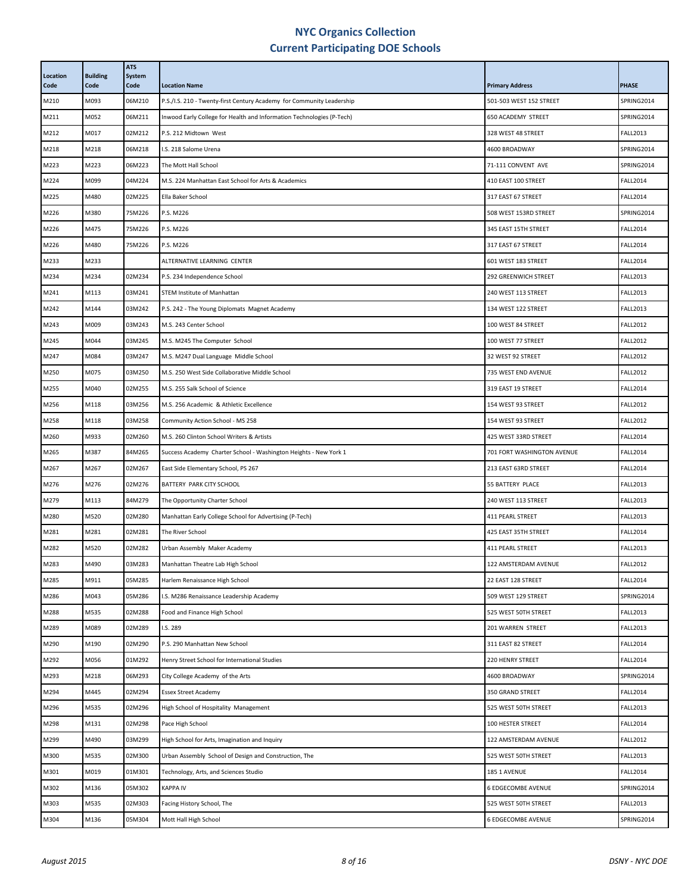# NYC Organics Collection
# Current Participating DOE Schools

| Location Code | Building Code | ATS System Code | Location Name | Primary Address | PHASE |
|---|---|---|---|---|---|
| M210 | M093 | 06M210 | P.S./I.S. 210 - Twenty-first Century Academy for Community Leadership | 501-503 WEST 152 STREET | SPRING2014 |
| M211 | M052 | 06M211 | Inwood Early College for Health and Information Technologies (P-Tech) | 650 ACADEMY STREET | SPRING2014 |
| M212 | M017 | 02M212 | P.S. 212 Midtown West | 328 WEST 48 STREET | FALL2013 |
| M218 | M218 | 06M218 | I.S. 218 Salome Urena | 4600 BROADWAY | SPRING2014 |
| M223 | M223 | 06M223 | The Mott Hall School | 71-111 CONVENT AVE | SPRING2014 |
| M224 | M099 | 04M224 | M.S. 224 Manhattan East School for Arts & Academics | 410 EAST 100 STREET | FALL2014 |
| M225 | M480 | 02M225 | Ella Baker School | 317 EAST 67 STREET | FALL2014 |
| M226 | M380 | 75M226 | P.S. M226 | 508 WEST 153RD STREET | SPRING2014 |
| M226 | M475 | 75M226 | P.S. M226 | 345 EAST 15TH STREET | FALL2014 |
| M226 | M480 | 75M226 | P.S. M226 | 317 EAST 67 STREET | FALL2014 |
| M233 | M233 | | ALTERNATIVE LEARNING CENTER | 601 WEST 183 STREET | FALL2014 |
| M234 | M234 | 02M234 | P.S. 234 Independence School | 292 GREENWICH STREET | FALL2013 |
| M241 | M113 | 03M241 | STEM Institute of Manhattan | 240 WEST 113 STREET | FALL2013 |
| M242 | M144 | 03M242 | P.S. 242 - The Young Diplomats Magnet Academy | 134 WEST 122 STREET | FALL2013 |
| M243 | M009 | 03M243 | M.S. 243 Center School | 100 WEST 84 STREET | FALL2012 |
| M245 | M044 | 03M245 | M.S. M245 The Computer School | 100 WEST 77 STREET | FALL2012 |
| M247 | M084 | 03M247 | M.S. M247 Dual Language Middle School | 32 WEST 92 STREET | FALL2012 |
| M250 | M075 | 03M250 | M.S. 250 West Side Collaborative Middle School | 735 WEST END AVENUE | FALL2012 |
| M255 | M040 | 02M255 | M.S. 255 Salk School of Science | 319 EAST 19 STREET | FALL2014 |
| M256 | M118 | 03M256 | M.S. 256 Academic & Athletic Excellence | 154 WEST 93 STREET | FALL2012 |
| M258 | M118 | 03M258 | Community Action School - MS 258 | 154 WEST 93 STREET | FALL2012 |
| M260 | M933 | 02M260 | M.S. 260 Clinton School Writers & Artists | 425 WEST 33RD STREET | FALL2014 |
| M265 | M387 | 84M265 | Success Academy Charter School - Washington Heights - New York 1 | 701 FORT WASHINGTON AVENUE | FALL2014 |
| M267 | M267 | 02M267 | East Side Elementary School, PS 267 | 213 EAST 63RD STREET | FALL2014 |
| M276 | M276 | 02M276 | BATTERY PARK CITY SCHOOL | 55 BATTERY PLACE | FALL2013 |
| M279 | M113 | 84M279 | The Opportunity Charter School | 240 WEST 113 STREET | FALL2013 |
| M280 | M520 | 02M280 | Manhattan Early College School for Advertising (P-Tech) | 411 PEARL STREET | FALL2013 |
| M281 | M281 | 02M281 | The River School | 425 EAST 35TH STREET | FALL2014 |
| M282 | M520 | 02M282 | Urban Assembly Maker Academy | 411 PEARL STREET | FALL2013 |
| M283 | M490 | 03M283 | Manhattan Theatre Lab High School | 122 AMSTERDAM AVENUE | FALL2012 |
| M285 | M911 | 05M285 | Harlem Renaissance High School | 22 EAST 128 STREET | FALL2014 |
| M286 | M043 | 05M286 | I.S. M286 Renaissance Leadership Academy | 509 WEST 129 STREET | SPRING2014 |
| M288 | M535 | 02M288 | Food and Finance High School | 525 WEST 50TH STREET | FALL2013 |
| M289 | M089 | 02M289 | I.S. 289 | 201 WARREN STREET | FALL2013 |
| M290 | M190 | 02M290 | P.S. 290 Manhattan New School | 311 EAST 82 STREET | FALL2014 |
| M292 | M056 | 01M292 | Henry Street School for International Studies | 220 HENRY STREET | FALL2014 |
| M293 | M218 | 06M293 | City College Academy of the Arts | 4600 BROADWAY | SPRING2014 |
| M294 | M445 | 02M294 | Essex Street Academy | 350 GRAND STREET | FALL2014 |
| M296 | M535 | 02M296 | High School of Hospitality Management | 525 WEST 50TH STREET | FALL2013 |
| M298 | M131 | 02M298 | Pace High School | 100 HESTER STREET | FALL2014 |
| M299 | M490 | 03M299 | High School for Arts, Imagination and Inquiry | 122 AMSTERDAM AVENUE | FALL2012 |
| M300 | M535 | 02M300 | Urban Assembly School of Design and Construction, The | 525 WEST 50TH STREET | FALL2013 |
| M301 | M019 | 01M301 | Technology, Arts, and Sciences Studio | 185 1 AVENUE | FALL2014 |
| M302 | M136 | 05M302 | KAPPA IV | 6 EDGECOMBE AVENUE | SPRING2014 |
| M303 | M535 | 02M303 | Facing History School, The | 525 WEST 50TH STREET | FALL2013 |
| M304 | M136 | 05M304 | Mott Hall High School | 6 EDGECOMBE AVENUE | SPRING2014 |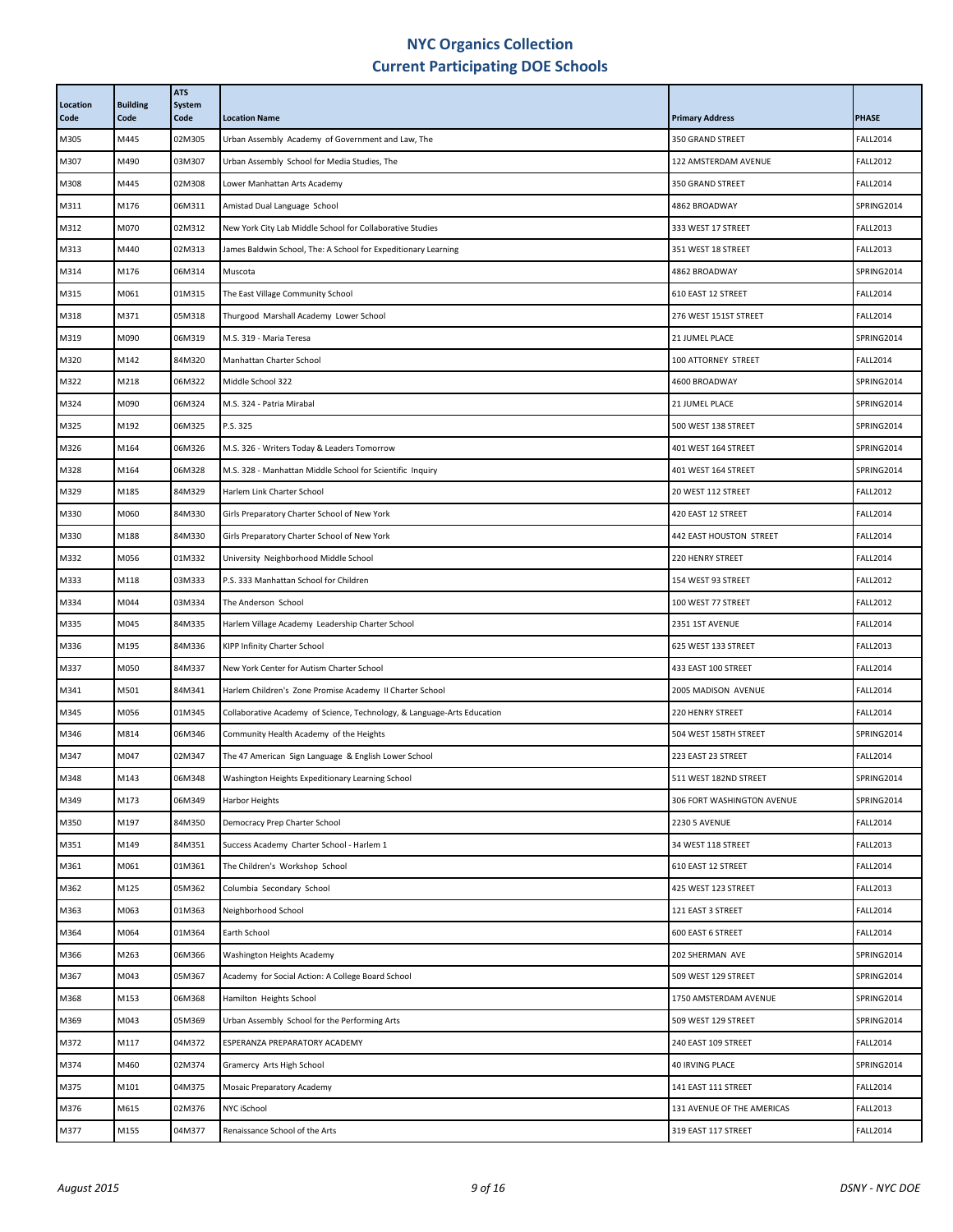# NYC Organics Collection
## Current Participating DOE Schools

| Location Code | Building Code | ATS System Code | Location Name | Primary Address | PHASE |
|---|---|---|---|---|---|
| M305 | M445 | 02M305 | Urban Assembly Academy of Government and Law, The | 350 GRAND STREET | FALL2014 |
| M307 | M490 | 03M307 | Urban Assembly School for Media Studies, The | 122 AMSTERDAM AVENUE | FALL2012 |
| M308 | M445 | 02M308 | Lower Manhattan Arts Academy | 350 GRAND STREET | FALL2014 |
| M311 | M176 | 06M311 | Amistad Dual Language School | 4862 BROADWAY | SPRING2014 |
| M312 | M070 | 02M312 | New York City Lab Middle School for Collaborative Studies | 333 WEST 17 STREET | FALL2013 |
| M313 | M440 | 02M313 | James Baldwin School, The: A School for Expeditionary Learning | 351 WEST 18 STREET | FALL2013 |
| M314 | M176 | 06M314 | Muscota | 4862 BROADWAY | SPRING2014 |
| M315 | M061 | 01M315 | The East Village Community School | 610 EAST 12 STREET | FALL2014 |
| M318 | M371 | 05M318 | Thurgood Marshall Academy Lower School | 276 WEST 151ST STREET | FALL2014 |
| M319 | M090 | 06M319 | M.S. 319 - Maria Teresa | 21 JUMEL PLACE | SPRING2014 |
| M320 | M142 | 84M320 | Manhattan Charter School | 100 ATTORNEY STREET | FALL2014 |
| M322 | M218 | 06M322 | Middle School 322 | 4600 BROADWAY | SPRING2014 |
| M324 | M090 | 06M324 | M.S. 324 - Patria Mirabal | 21 JUMEL PLACE | SPRING2014 |
| M325 | M192 | 06M325 | P.S. 325 | 500 WEST 138 STREET | SPRING2014 |
| M326 | M164 | 06M326 | M.S. 326 - Writers Today & Leaders Tomorrow | 401 WEST 164 STREET | SPRING2014 |
| M328 | M164 | 06M328 | M.S. 328 - Manhattan Middle School for Scientific Inquiry | 401 WEST 164 STREET | SPRING2014 |
| M329 | M185 | 84M329 | Harlem Link Charter School | 20 WEST 112 STREET | FALL2012 |
| M330 | M060 | 84M330 | Girls Preparatory Charter School of New York | 420 EAST 12 STREET | FALL2014 |
| M330 | M188 | 84M330 | Girls Preparatory Charter School of New York | 442 EAST HOUSTON STREET | FALL2014 |
| M332 | M056 | 01M332 | University Neighborhood Middle School | 220 HENRY STREET | FALL2014 |
| M333 | M118 | 03M333 | P.S. 333 Manhattan School for Children | 154 WEST 93 STREET | FALL2012 |
| M334 | M044 | 03M334 | The Anderson School | 100 WEST 77 STREET | FALL2012 |
| M335 | M045 | 84M335 | Harlem Village Academy Leadership Charter School | 2351 1ST AVENUE | FALL2014 |
| M336 | M195 | 84M336 | KIPP Infinity Charter School | 625 WEST 133 STREET | FALL2013 |
| M337 | M050 | 84M337 | New York Center for Autism Charter School | 433 EAST 100 STREET | FALL2014 |
| M341 | M501 | 84M341 | Harlem Children's Zone Promise Academy II Charter School | 2005 MADISON AVENUE | FALL2014 |
| M345 | M056 | 01M345 | Collaborative Academy of Science, Technology, & Language-Arts Education | 220 HENRY STREET | FALL2014 |
| M346 | M814 | 06M346 | Community Health Academy of the Heights | 504 WEST 158TH STREET | SPRING2014 |
| M347 | M047 | 02M347 | The 47 American Sign Language & English Lower School | 223 EAST 23 STREET | FALL2014 |
| M348 | M143 | 06M348 | Washington Heights Expeditionary Learning School | 511 WEST 182ND STREET | SPRING2014 |
| M349 | M173 | 06M349 | Harbor Heights | 306 FORT WASHINGTON AVENUE | SPRING2014 |
| M350 | M197 | 84M350 | Democracy Prep Charter School | 2230 5 AVENUE | FALL2014 |
| M351 | M149 | 84M351 | Success Academy Charter School - Harlem 1 | 34 WEST 118 STREET | FALL2013 |
| M361 | M061 | 01M361 | The Children's Workshop School | 610 EAST 12 STREET | FALL2014 |
| M362 | M125 | 05M362 | Columbia Secondary School | 425 WEST 123 STREET | FALL2013 |
| M363 | M063 | 01M363 | Neighborhood School | 121 EAST 3 STREET | FALL2014 |
| M364 | M064 | 01M364 | Earth School | 600 EAST 6 STREET | FALL2014 |
| M366 | M263 | 06M366 | Washington Heights Academy | 202 SHERMAN AVE | SPRING2014 |
| M367 | M043 | 05M367 | Academy for Social Action: A College Board School | 509 WEST 129 STREET | SPRING2014 |
| M368 | M153 | 06M368 | Hamilton Heights School | 1750 AMSTERDAM AVENUE | SPRING2014 |
| M369 | M043 | 05M369 | Urban Assembly School for the Performing Arts | 509 WEST 129 STREET | SPRING2014 |
| M372 | M117 | 04M372 | ESPERANZA PREPARATORY ACADEMY | 240 EAST 109 STREET | FALL2014 |
| M374 | M460 | 02M374 | Gramercy Arts High School | 40 IRVING PLACE | SPRING2014 |
| M375 | M101 | 04M375 | Mosaic Preparatory Academy | 141 EAST 111 STREET | FALL2014 |
| M376 | M615 | 02M376 | NYC iSchool | 131 AVENUE OF THE AMERICAS | FALL2013 |
| M377 | M155 | 04M377 | Renaissance School of the Arts | 319 EAST 117 STREET | FALL2014 |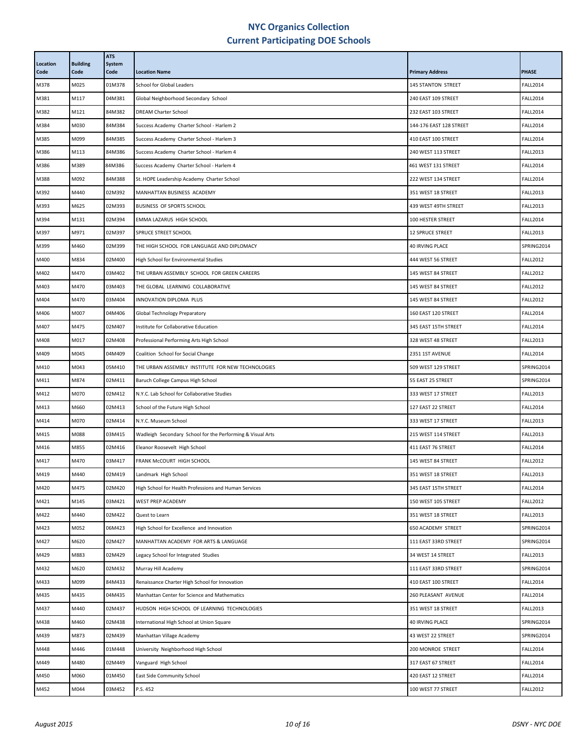# NYC Organics Collection
## Current Participating DOE Schools

| Location Code | Building Code | ATS System Code | Location Name | Primary Address | PHASE |
|---|---|---|---|---|---|
| M378 | M025 | 01M378 | School for Global Leaders | 145 STANTON STREET | FALL2014 |
| M381 | M117 | 04M381 | Global Neighborhood Secondary School | 240 EAST 109 STREET | FALL2014 |
| M382 | M121 | 84M382 | DREAM Charter School | 232 EAST 103 STREET | FALL2014 |
| M384 | M030 | 84M384 | Success Academy Charter School - Harlem 2 | 144-176 EAST 128 STREET | FALL2014 |
| M385 | M099 | 84M385 | Success Academy Charter School - Harlem 3 | 410 EAST 100 STREET | FALL2014 |
| M386 | M113 | 84M386 | Success Academy Charter School - Harlem 4 | 240 WEST 113 STREET | FALL2013 |
| M386 | M389 | 84M386 | Success Academy Charter School - Harlem 4 | 461 WEST 131 STREET | FALL2014 |
| M388 | M092 | 84M388 | St. HOPE Leadership Academy Charter School | 222 WEST 134 STREET | FALL2014 |
| M392 | M440 | 02M392 | MANHATTAN BUSINESS ACADEMY | 351 WEST 18 STREET | FALL2013 |
| M393 | M625 | 02M393 | BUSINESS OF SPORTS SCHOOL | 439 WEST 49TH STREET | FALL2013 |
| M394 | M131 | 02M394 | EMMA LAZARUS HIGH SCHOOL | 100 HESTER STREET | FALL2014 |
| M397 | M971 | 02M397 | SPRUCE STREET SCHOOL | 12 SPRUCE STREET | FALL2013 |
| M399 | M460 | 02M399 | THE HIGH SCHOOL FOR LANGUAGE AND DIPLOMACY | 40 IRVING PLACE | SPRING2014 |
| M400 | M834 | 02M400 | High School for Environmental Studies | 444 WEST 56 STREET | FALL2012 |
| M402 | M470 | 03M402 | THE URBAN ASSEMBLY SCHOOL FOR GREEN CAREERS | 145 WEST 84 STREET | FALL2012 |
| M403 | M470 | 03M403 | THE GLOBAL LEARNING COLLABORATIVE | 145 WEST 84 STREET | FALL2012 |
| M404 | M470 | 03M404 | INNOVATION DIPLOMA PLUS | 145 WEST 84 STREET | FALL2012 |
| M406 | M007 | 04M406 | Global Technology Preparatory | 160 EAST 120 STREET | FALL2014 |
| M407 | M475 | 02M407 | Institute for Collaborative Education | 345 EAST 15TH STREET | FALL2014 |
| M408 | M017 | 02M408 | Professional Performing Arts High School | 328 WEST 48 STREET | FALL2013 |
| M409 | M045 | 04M409 | Coalition School for Social Change | 2351 1ST AVENUE | FALL2014 |
| M410 | M043 | 05M410 | THE URBAN ASSEMBLY INSTITUTE FOR NEW TECHNOLOGIES | 509 WEST 129 STREET | SPRING2014 |
| M411 | M874 | 02M411 | Baruch College Campus High School | 55 EAST 25 STREET | SPRING2014 |
| M412 | M070 | 02M412 | N.Y.C. Lab School for Collaborative Studies | 333 WEST 17 STREET | FALL2013 |
| M413 | M660 | 02M413 | School of the Future High School | 127 EAST 22 STREET | FALL2014 |
| M414 | M070 | 02M414 | N.Y.C. Museum School | 333 WEST 17 STREET | FALL2013 |
| M415 | M088 | 03M415 | Wadleigh Secondary School for the Performing & Visual Arts | 215 WEST 114 STREET | FALL2013 |
| M416 | M855 | 02M416 | Eleanor Roosevelt High School | 411 EAST 76 STREET | FALL2014 |
| M417 | M470 | 03M417 | FRANK McCOURT HIGH SCHOOL | 145 WEST 84 STREET | FALL2012 |
| M419 | M440 | 02M419 | Landmark High School | 351 WEST 18 STREET | FALL2013 |
| M420 | M475 | 02M420 | High School for Health Professions and Human Services | 345 EAST 15TH STREET | FALL2014 |
| M421 | M145 | 03M421 | WEST PREP ACADEMY | 150 WEST 105 STREET | FALL2012 |
| M422 | M440 | 02M422 | Quest to Learn | 351 WEST 18 STREET | FALL2013 |
| M423 | M052 | 06M423 | High School for Excellence and Innovation | 650 ACADEMY STREET | SPRING2014 |
| M427 | M620 | 02M427 | MANHATTAN ACADEMY FOR ARTS & LANGUAGE | 111 EAST 33RD STREET | SPRING2014 |
| M429 | M883 | 02M429 | Legacy School for Integrated Studies | 34 WEST 14 STREET | FALL2013 |
| M432 | M620 | 02M432 | Murray Hill Academy | 111 EAST 33RD STREET | SPRING2014 |
| M433 | M099 | 84M433 | Renaissance Charter High School for Innovation | 410 EAST 100 STREET | FALL2014 |
| M435 | M435 | 04M435 | Manhattan Center for Science and Mathematics | 260 PLEASANT AVENUE | FALL2014 |
| M437 | M440 | 02M437 | HUDSON HIGH SCHOOL OF LEARNING TECHNOLOGIES | 351 WEST 18 STREET | FALL2013 |
| M438 | M460 | 02M438 | International High School at Union Square | 40 IRVING PLACE | SPRING2014 |
| M439 | M873 | 02M439 | Manhattan Village Academy | 43 WEST 22 STREET | SPRING2014 |
| M448 | M446 | 01M448 | University Neighborhood High School | 200 MONROE STREET | FALL2014 |
| M449 | M480 | 02M449 | Vanguard High School | 317 EAST 67 STREET | FALL2014 |
| M450 | M060 | 01M450 | East Side Community School | 420 EAST 12 STREET | FALL2014 |
| M452 | M044 | 03M452 | P.S. 452 | 100 WEST 77 STREET | FALL2012 |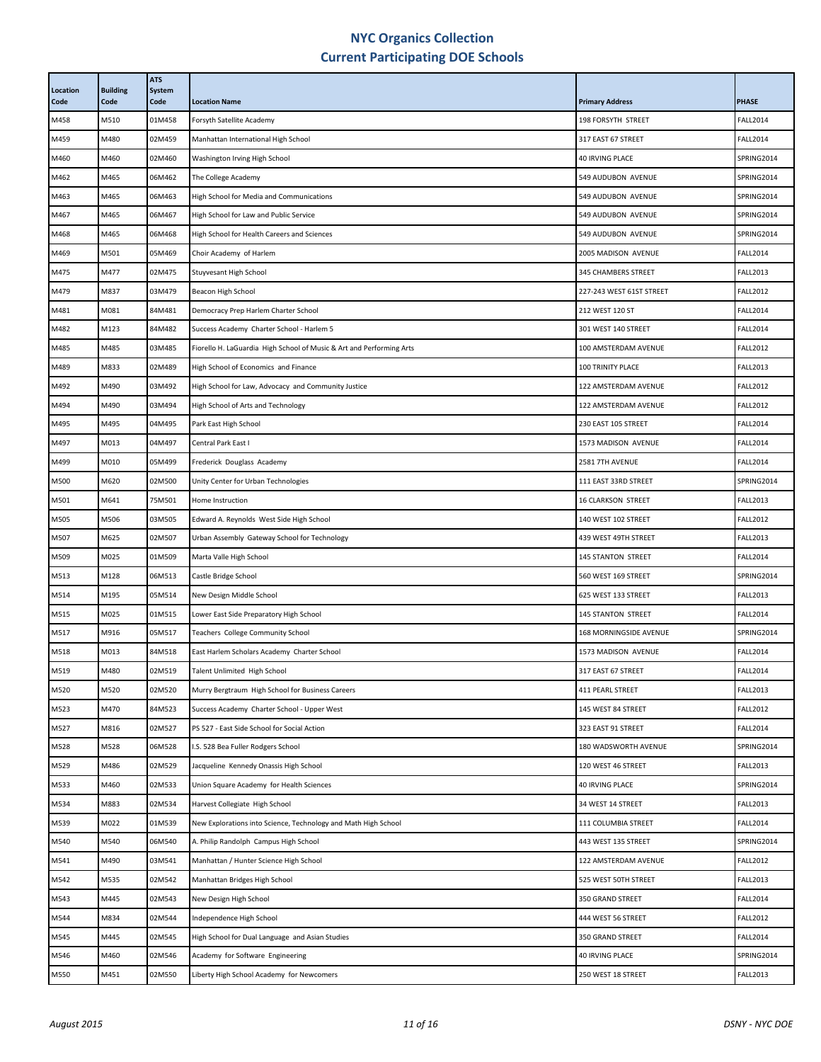# NYC Organics Collection
## Current Participating DOE Schools

| Location Code | Building Code | ATS System Code | Location Name | Primary Address | PHASE |
|---|---|---|---|---|---|
| M458 | M510 | 01M458 | Forsyth Satellite Academy | 198 FORSYTH STREET | FALL2014 |
| M459 | M480 | 02M459 | Manhattan International High School | 317 EAST 67 STREET | FALL2014 |
| M460 | M460 | 02M460 | Washington Irving High School | 40 IRVING PLACE | SPRING2014 |
| M462 | M465 | 06M462 | The College Academy | 549 AUDUBON AVENUE | SPRING2014 |
| M463 | M465 | 06M463 | High School for Media and Communications | 549 AUDUBON AVENUE | SPRING2014 |
| M467 | M465 | 06M467 | High School for Law and Public Service | 549 AUDUBON AVENUE | SPRING2014 |
| M468 | M465 | 06M468 | High School for Health Careers and Sciences | 549 AUDUBON AVENUE | SPRING2014 |
| M469 | M501 | 05M469 | Choir Academy of Harlem | 2005 MADISON AVENUE | FALL2014 |
| M475 | M477 | 02M475 | Stuyvesant High School | 345 CHAMBERS STREET | FALL2013 |
| M479 | M837 | 03M479 | Beacon High School | 227-243 WEST 61ST STREET | FALL2012 |
| M481 | M081 | 84M481 | Democracy Prep Harlem Charter School | 212 WEST 120 ST | FALL2014 |
| M482 | M123 | 84M482 | Success Academy Charter School - Harlem 5 | 301 WEST 140 STREET | FALL2014 |
| M485 | M485 | 03M485 | Fiorello H. LaGuardia High School of Music & Art and Performing Arts | 100 AMSTERDAM AVENUE | FALL2012 |
| M489 | M833 | 02M489 | High School of Economics and Finance | 100 TRINITY PLACE | FALL2013 |
| M492 | M490 | 03M492 | High School for Law, Advocacy and Community Justice | 122 AMSTERDAM AVENUE | FALL2012 |
| M494 | M490 | 03M494 | High School of Arts and Technology | 122 AMSTERDAM AVENUE | FALL2012 |
| M495 | M495 | 04M495 | Park East High School | 230 EAST 105 STREET | FALL2014 |
| M497 | M013 | 04M497 | Central Park East I | 1573 MADISON AVENUE | FALL2014 |
| M499 | M010 | 05M499 | Frederick Douglass Academy | 2581 7TH AVENUE | FALL2014 |
| M500 | M620 | 02M500 | Unity Center for Urban Technologies | 111 EAST 33RD STREET | SPRING2014 |
| M501 | M641 | 75M501 | Home Instruction | 16 CLARKSON STREET | FALL2013 |
| M505 | M506 | 03M505 | Edward A. Reynolds West Side High School | 140 WEST 102 STREET | FALL2012 |
| M507 | M625 | 02M507 | Urban Assembly Gateway School for Technology | 439 WEST 49TH STREET | FALL2013 |
| M509 | M025 | 01M509 | Marta Valle High School | 145 STANTON STREET | FALL2014 |
| M513 | M128 | 06M513 | Castle Bridge School | 560 WEST 169 STREET | SPRING2014 |
| M514 | M195 | 05M514 | New Design Middle School | 625 WEST 133 STREET | FALL2013 |
| M515 | M025 | 01M515 | Lower East Side Preparatory High School | 145 STANTON STREET | FALL2014 |
| M517 | M916 | 05M517 | Teachers College Community School | 168 MORNINGSIDE AVENUE | SPRING2014 |
| M518 | M013 | 84M518 | East Harlem Scholars Academy Charter School | 1573 MADISON AVENUE | FALL2014 |
| M519 | M480 | 02M519 | Talent Unlimited High School | 317 EAST 67 STREET | FALL2014 |
| M520 | M520 | 02M520 | Murry Bergtraum High School for Business Careers | 411 PEARL STREET | FALL2013 |
| M523 | M470 | 84M523 | Success Academy Charter School - Upper West | 145 WEST 84 STREET | FALL2012 |
| M527 | M816 | 02M527 | PS 527 - East Side School for Social Action | 323 EAST 91 STREET | FALL2014 |
| M528 | M528 | 06M528 | I.S. 528 Bea Fuller Rodgers School | 180 WADSWORTH AVENUE | SPRING2014 |
| M529 | M486 | 02M529 | Jacqueline Kennedy Onassis High School | 120 WEST 46 STREET | FALL2013 |
| M533 | M460 | 02M533 | Union Square Academy for Health Sciences | 40 IRVING PLACE | SPRING2014 |
| M534 | M883 | 02M534 | Harvest Collegiate High School | 34 WEST 14 STREET | FALL2013 |
| M539 | M022 | 01M539 | New Explorations into Science, Technology and Math High School | 111 COLUMBIA STREET | FALL2014 |
| M540 | M540 | 06M540 | A. Philip Randolph Campus High School | 443 WEST 135 STREET | SPRING2014 |
| M541 | M490 | 03M541 | Manhattan / Hunter Science High School | 122 AMSTERDAM AVENUE | FALL2012 |
| M542 | M535 | 02M542 | Manhattan Bridges High School | 525 WEST 50TH STREET | FALL2013 |
| M543 | M445 | 02M543 | New Design High School | 350 GRAND STREET | FALL2014 |
| M544 | M834 | 02M544 | Independence High School | 444 WEST 56 STREET | FALL2012 |
| M545 | M445 | 02M545 | High School for Dual Language and Asian Studies | 350 GRAND STREET | FALL2014 |
| M546 | M460 | 02M546 | Academy for Software Engineering | 40 IRVING PLACE | SPRING2014 |
| M550 | M451 | 02M550 | Liberty High School Academy for Newcomers | 250 WEST 18 STREET | FALL2013 |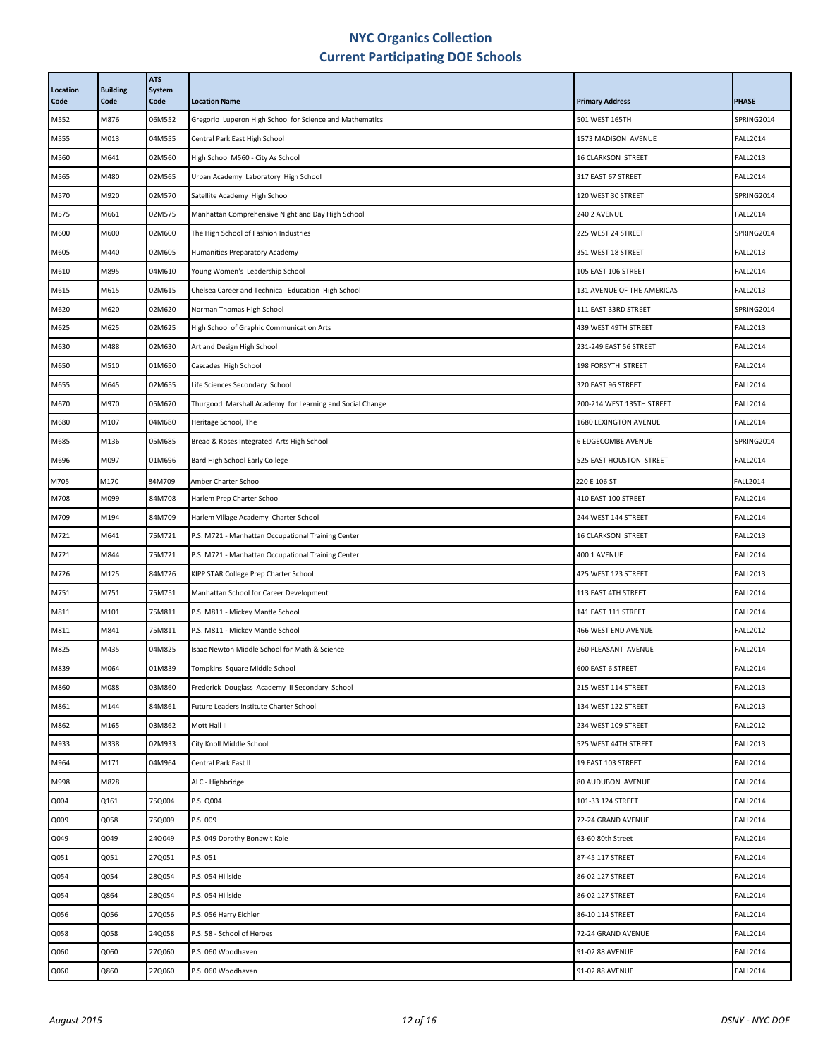# NYC Organics Collection
## Current Participating DOE Schools

| Location Code | Building Code | ATS System Code | Location Name | Primary Address | PHASE |
|---|---|---|---|---|---|
| M552 | M876 | 06M552 | Gregorio Luperon High School for Science and Mathematics | 501 WEST 165TH | SPRING2014 |
| M555 | M013 | 04M555 | Central Park East High School | 1573 MADISON AVENUE | FALL2014 |
| M560 | M641 | 02M560 | High School M560 - City As School | 16 CLARKSON STREET | FALL2013 |
| M565 | M480 | 02M565 | Urban Academy Laboratory High School | 317 EAST 67 STREET | FALL2014 |
| M570 | M920 | 02M570 | Satellite Academy High School | 120 WEST 30 STREET | SPRING2014 |
| M575 | M661 | 02M575 | Manhattan Comprehensive Night and Day High School | 240 2 AVENUE | FALL2014 |
| M600 | M600 | 02M600 | The High School of Fashion Industries | 225 WEST 24 STREET | SPRING2014 |
| M605 | M440 | 02M605 | Humanities Preparatory Academy | 351 WEST 18 STREET | FALL2013 |
| M610 | M895 | 04M610 | Young Women's Leadership School | 105 EAST 106 STREET | FALL2014 |
| M615 | M615 | 02M615 | Chelsea Career and Technical Education High School | 131 AVENUE OF THE AMERICAS | FALL2013 |
| M620 | M620 | 02M620 | Norman Thomas High School | 111 EAST 33RD STREET | SPRING2014 |
| M625 | M625 | 02M625 | High School of Graphic Communication Arts | 439 WEST 49TH STREET | FALL2013 |
| M630 | M488 | 02M630 | Art and Design High School | 231-249 EAST 56 STREET | FALL2014 |
| M650 | M510 | 01M650 | Cascades High School | 198 FORSYTH STREET | FALL2014 |
| M655 | M645 | 02M655 | Life Sciences Secondary School | 320 EAST 96 STREET | FALL2014 |
| M670 | M970 | 05M670 | Thurgood Marshall Academy for Learning and Social Change | 200-214 WEST 135TH STREET | FALL2014 |
| M680 | M107 | 04M680 | Heritage School, The | 1680 LEXINGTON AVENUE | FALL2014 |
| M685 | M136 | 05M685 | Bread & Roses Integrated Arts High School | 6 EDGECOMBE AVENUE | SPRING2014 |
| M696 | M097 | 01M696 | Bard High School Early College | 525 EAST HOUSTON STREET | FALL2014 |
| M705 | M170 | 84M709 | Amber Charter School | 220 E 106 ST | FALL2014 |
| M708 | M099 | 84M708 | Harlem Prep Charter School | 410 EAST 100 STREET | FALL2014 |
| M709 | M194 | 84M709 | Harlem Village Academy Charter School | 244 WEST 144 STREET | FALL2014 |
| M721 | M641 | 75M721 | P.S. M721 - Manhattan Occupational Training Center | 16 CLARKSON STREET | FALL2013 |
| M721 | M844 | 75M721 | P.S. M721 - Manhattan Occupational Training Center | 400 1 AVENUE | FALL2014 |
| M726 | M125 | 84M726 | KIPP STAR College Prep Charter School | 425 WEST 123 STREET | FALL2013 |
| M751 | M751 | 75M751 | Manhattan School for Career Development | 113 EAST 4TH STREET | FALL2014 |
| M811 | M101 | 75M811 | P.S. M811 - Mickey Mantle School | 141 EAST 111 STREET | FALL2014 |
| M811 | M841 | 75M811 | P.S. M811 - Mickey Mantle School | 466 WEST END AVENUE | FALL2012 |
| M825 | M435 | 04M825 | Isaac Newton Middle School for Math & Science | 260 PLEASANT AVENUE | FALL2014 |
| M839 | M064 | 01M839 | Tompkins Square Middle School | 600 EAST 6 STREET | FALL2014 |
| M860 | M088 | 03M860 | Frederick Douglass Academy II Secondary School | 215 WEST 114 STREET | FALL2013 |
| M861 | M144 | 84M861 | Future Leaders Institute Charter School | 134 WEST 122 STREET | FALL2013 |
| M862 | M165 | 03M862 | Mott Hall II | 234 WEST 109 STREET | FALL2012 |
| M933 | M338 | 02M933 | City Knoll Middle School | 525 WEST 44TH STREET | FALL2013 |
| M964 | M171 | 04M964 | Central Park East II | 19 EAST 103 STREET | FALL2014 |
| M998 | M828 | | ALC - Highbridge | 80 AUDUBON AVENUE | FALL2014 |
| Q004 | Q161 | 75Q004 | P.S. Q004 | 101-33 124 STREET | FALL2014 |
| Q009 | Q058 | 75Q009 | P.S. 009 | 72-24 GRAND AVENUE | FALL2014 |
| Q049 | Q049 | 24Q049 | P.S. 049 Dorothy Bonawit Kole | 63-60 80th Street | FALL2014 |
| Q051 | Q051 | 27Q051 | P.S. 051 | 87-45 117 STREET | FALL2014 |
| Q054 | Q054 | 28Q054 | P.S. 054 Hillside | 86-02 127 STREET | FALL2014 |
| Q054 | Q864 | 28Q054 | P.S. 054 Hillside | 86-02 127 STREET | FALL2014 |
| Q056 | Q056 | 27Q056 | P.S. 056 Harry Eichler | 86-10 114 STREET | FALL2014 |
| Q058 | Q058 | 24Q058 | P.S. 58 - School of Heroes | 72-24 GRAND AVENUE | FALL2014 |
| Q060 | Q060 | 27Q060 | P.S. 060 Woodhaven | 91-02 88 AVENUE | FALL2014 |
| Q060 | Q860 | 27Q060 | P.S. 060 Woodhaven | 91-02 88 AVENUE | FALL2014 |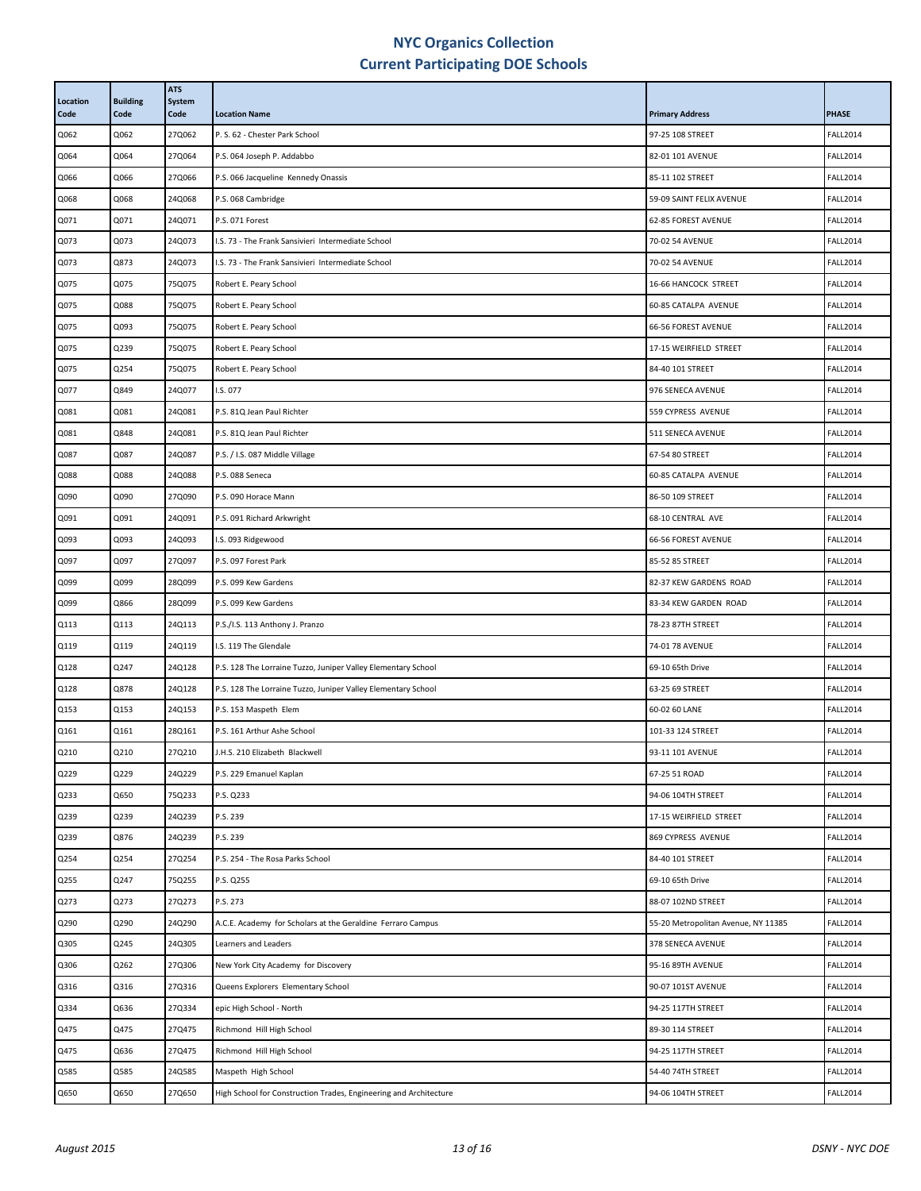# NYC Organics Collection
## Current Participating DOE Schools

| Location Code | Building Code | ATS System Code | Location Name | Primary Address | PHASE |
|---|---|---|---|---|---|
| Q062 | Q062 | 27Q062 | P. S. 62 - Chester Park School | 97-25 108 STREET | FALL2014 |
| Q064 | Q064 | 27Q064 | P.S. 064 Joseph P. Addabbo | 82-01 101 AVENUE | FALL2014 |
| Q066 | Q066 | 27Q066 | P.S. 066 Jacqueline Kennedy Onassis | 85-11 102 STREET | FALL2014 |
| Q068 | Q068 | 24Q068 | P.S. 068 Cambridge | 59-09 SAINT FELIX AVENUE | FALL2014 |
| Q071 | Q071 | 24Q071 | P.S. 071 Forest | 62-85 FOREST AVENUE | FALL2014 |
| Q073 | Q073 | 24Q073 | I.S. 73 - The Frank Sansivieri Intermediate School | 70-02 54 AVENUE | FALL2014 |
| Q073 | Q873 | 24Q073 | I.S. 73 - The Frank Sansivieri Intermediate School | 70-02 54 AVENUE | FALL2014 |
| Q075 | Q075 | 75Q075 | Robert E. Peary School | 16-66 HANCOCK STREET | FALL2014 |
| Q075 | Q088 | 75Q075 | Robert E. Peary School | 60-85 CATALPA AVENUE | FALL2014 |
| Q075 | Q093 | 75Q075 | Robert E. Peary School | 66-56 FOREST AVENUE | FALL2014 |
| Q075 | Q239 | 75Q075 | Robert E. Peary School | 17-15 WEIRFIELD STREET | FALL2014 |
| Q075 | Q254 | 75Q075 | Robert E. Peary School | 84-40 101 STREET | FALL2014 |
| Q077 | Q849 | 24Q077 | I.S. 077 | 976 SENECA AVENUE | FALL2014 |
| Q081 | Q081 | 24Q081 | P.S. 81Q Jean Paul Richter | 559 CYPRESS AVENUE | FALL2014 |
| Q081 | Q848 | 24Q081 | P.S. 81Q Jean Paul Richter | 511 SENECA AVENUE | FALL2014 |
| Q087 | Q087 | 24Q087 | P.S. / I.S. 087 Middle Village | 67-54 80 STREET | FALL2014 |
| Q088 | Q088 | 24Q088 | P.S. 088 Seneca | 60-85 CATALPA AVENUE | FALL2014 |
| Q090 | Q090 | 27Q090 | P.S. 090 Horace Mann | 86-50 109 STREET | FALL2014 |
| Q091 | Q091 | 24Q091 | P.S. 091 Richard Arkwright | 68-10 CENTRAL AVE | FALL2014 |
| Q093 | Q093 | 24Q093 | I.S. 093 Ridgewood | 66-56 FOREST AVENUE | FALL2014 |
| Q097 | Q097 | 27Q097 | P.S. 097 Forest Park | 85-52 85 STREET | FALL2014 |
| Q099 | Q099 | 28Q099 | P.S. 099 Kew Gardens | 82-37 KEW GARDENS ROAD | FALL2014 |
| Q099 | Q866 | 28Q099 | P.S. 099 Kew Gardens | 83-34 KEW GARDEN ROAD | FALL2014 |
| Q113 | Q113 | 24Q113 | P.S./I.S. 113 Anthony J. Pranzo | 78-23 87TH STREET | FALL2014 |
| Q119 | Q119 | 24Q119 | I.S. 119 The Glendale | 74-01 78 AVENUE | FALL2014 |
| Q128 | Q247 | 24Q128 | P.S. 128 The Lorraine Tuzzo, Juniper Valley Elementary School | 69-10 65th Drive | FALL2014 |
| Q128 | Q878 | 24Q128 | P.S. 128 The Lorraine Tuzzo, Juniper Valley Elementary School | 63-25 69 STREET | FALL2014 |
| Q153 | Q153 | 24Q153 | P.S. 153 Maspeth Elem | 60-02 60 LANE | FALL2014 |
| Q161 | Q161 | 28Q161 | P.S. 161 Arthur Ashe School | 101-33 124 STREET | FALL2014 |
| Q210 | Q210 | 27Q210 | J.H.S. 210 Elizabeth Blackwell | 93-11 101 AVENUE | FALL2014 |
| Q229 | Q229 | 24Q229 | P.S. 229 Emanuel Kaplan | 67-25 51 ROAD | FALL2014 |
| Q233 | Q650 | 75Q233 | P.S. Q233 | 94-06 104TH STREET | FALL2014 |
| Q239 | Q239 | 24Q239 | P.S. 239 | 17-15 WEIRFIELD STREET | FALL2014 |
| Q239 | Q876 | 24Q239 | P.S. 239 | 869 CYPRESS AVENUE | FALL2014 |
| Q254 | Q254 | 27Q254 | P.S. 254 - The Rosa Parks School | 84-40 101 STREET | FALL2014 |
| Q255 | Q247 | 75Q255 | P.S. Q255 | 69-10 65th Drive | FALL2014 |
| Q273 | Q273 | 27Q273 | P.S. 273 | 88-07 102ND STREET | FALL2014 |
| Q290 | Q290 | 24Q290 | A.C.E. Academy for Scholars at the Geraldine Ferraro Campus | 55-20 Metropolitan Avenue, NY 11385 | FALL2014 |
| Q305 | Q245 | 24Q305 | Learners and Leaders | 378 SENECA AVENUE | FALL2014 |
| Q306 | Q262 | 27Q306 | New York City Academy for Discovery | 95-16 89TH AVENUE | FALL2014 |
| Q316 | Q316 | 27Q316 | Queens Explorers Elementary School | 90-07 101ST AVENUE | FALL2014 |
| Q334 | Q636 | 27Q334 | epic High School - North | 94-25 117TH STREET | FALL2014 |
| Q475 | Q475 | 27Q475 | Richmond Hill High School | 89-30 114 STREET | FALL2014 |
| Q475 | Q636 | 27Q475 | Richmond Hill High School | 94-25 117TH STREET | FALL2014 |
| Q585 | Q585 | 24Q585 | Maspeth High School | 54-40 74TH STREET | FALL2014 |
| Q650 | Q650 | 27Q650 | High School for Construction Trades, Engineering and Architecture | 94-06 104TH STREET | FALL2014 |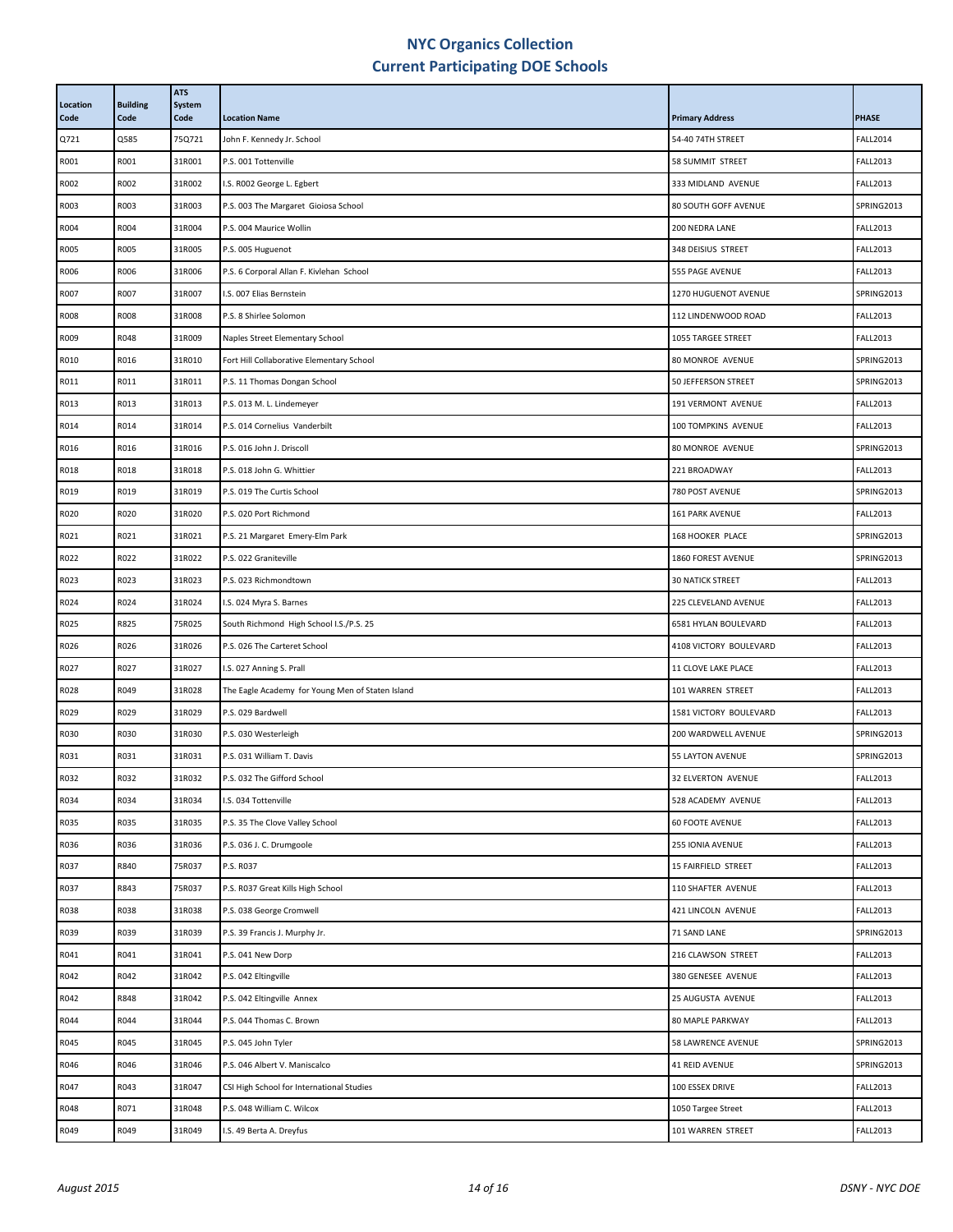# NYC Organics Collection
## Current Participating DOE Schools

| Location Code | Building Code | ATS System Code | Location Name | Primary Address | PHASE |
|---|---|---|---|---|---|
| Q721 | Q585 | 75Q721 | John F. Kennedy Jr. School | 54-40 74TH STREET | FALL2014 |
| R001 | R001 | 31R001 | P.S. 001 Tottenville | 58 SUMMIT STREET | FALL2013 |
| R002 | R002 | 31R002 | I.S. R002 George L. Egbert | 333 MIDLAND AVENUE | FALL2013 |
| R003 | R003 | 31R003 | P.S. 003 The Margaret Gioiosa School | 80 SOUTH GOFF AVENUE | SPRING2013 |
| R004 | R004 | 31R004 | P.S. 004 Maurice Wollin | 200 NEDRA LANE | FALL2013 |
| R005 | R005 | 31R005 | P.S. 005 Huguenot | 348 DEISIUS STREET | FALL2013 |
| R006 | R006 | 31R006 | P.S. 6 Corporal Allan F. Kivlehan School | 555 PAGE AVENUE | FALL2013 |
| R007 | R007 | 31R007 | I.S. 007 Elias Bernstein | 1270 HUGUENOT AVENUE | SPRING2013 |
| R008 | R008 | 31R008 | P.S. 8 Shirlee Solomon | 112 LINDENWOOD ROAD | FALL2013 |
| R009 | R048 | 31R009 | Naples Street Elementary School | 1055 TARGEE STREET | FALL2013 |
| R010 | R016 | 31R010 | Fort Hill Collaborative Elementary School | 80 MONROE AVENUE | SPRING2013 |
| R011 | R011 | 31R011 | P.S. 11 Thomas Dongan School | 50 JEFFERSON STREET | SPRING2013 |
| R013 | R013 | 31R013 | P.S. 013 M. L. Lindemeyer | 191 VERMONT AVENUE | FALL2013 |
| R014 | R014 | 31R014 | P.S. 014 Cornelius Vanderbilt | 100 TOMPKINS AVENUE | FALL2013 |
| R016 | R016 | 31R016 | P.S. 016 John J. Driscoll | 80 MONROE AVENUE | SPRING2013 |
| R018 | R018 | 31R018 | P.S. 018 John G. Whittier | 221 BROADWAY | FALL2013 |
| R019 | R019 | 31R019 | P.S. 019 The Curtis School | 780 POST AVENUE | SPRING2013 |
| R020 | R020 | 31R020 | P.S. 020 Port Richmond | 161 PARK AVENUE | FALL2013 |
| R021 | R021 | 31R021 | P.S. 21 Margaret Emery-Elm Park | 168 HOOKER PLACE | SPRING2013 |
| R022 | R022 | 31R022 | P.S. 022 Graniteville | 1860 FOREST AVENUE | SPRING2013 |
| R023 | R023 | 31R023 | P.S. 023 Richmondtown | 30 NATICK STREET | FALL2013 |
| R024 | R024 | 31R024 | I.S. 024 Myra S. Barnes | 225 CLEVELAND AVENUE | FALL2013 |
| R025 | R825 | 75R025 | South Richmond High School I.S./P.S. 25 | 6581 HYLAN BOULEVARD | FALL2013 |
| R026 | R026 | 31R026 | P.S. 026 The Carteret School | 4108 VICTORY BOULEVARD | FALL2013 |
| R027 | R027 | 31R027 | I.S. 027 Anning S. Prall | 11 CLOVE LAKE PLACE | FALL2013 |
| R028 | R049 | 31R028 | The Eagle Academy for Young Men of Staten Island | 101 WARREN STREET | FALL2013 |
| R029 | R029 | 31R029 | P.S. 029 Bardwell | 1581 VICTORY BOULEVARD | FALL2013 |
| R030 | R030 | 31R030 | P.S. 030 Westerleigh | 200 WARDWELL AVENUE | SPRING2013 |
| R031 | R031 | 31R031 | P.S. 031 William T. Davis | 55 LAYTON AVENUE | SPRING2013 |
| R032 | R032 | 31R032 | P.S. 032 The Gifford School | 32 ELVERTON AVENUE | FALL2013 |
| R034 | R034 | 31R034 | I.S. 034 Tottenville | 528 ACADEMY AVENUE | FALL2013 |
| R035 | R035 | 31R035 | P.S. 35 The Clove Valley School | 60 FOOTE AVENUE | FALL2013 |
| R036 | R036 | 31R036 | P.S. 036 J. C. Drumgoole | 255 IONIA AVENUE | FALL2013 |
| R037 | R840 | 75R037 | P.S. R037 | 15 FAIRFIELD STREET | FALL2013 |
| R037 | R843 | 75R037 | P.S. R037 Great Kills High School | 110 SHAFTER AVENUE | FALL2013 |
| R038 | R038 | 31R038 | P.S. 038 George Cromwell | 421 LINCOLN AVENUE | FALL2013 |
| R039 | R039 | 31R039 | P.S. 39 Francis J. Murphy Jr. | 71 SAND LANE | SPRING2013 |
| R041 | R041 | 31R041 | P.S. 041 New Dorp | 216 CLAWSON STREET | FALL2013 |
| R042 | R042 | 31R042 | P.S. 042 Eltingville | 380 GENESEE AVENUE | FALL2013 |
| R042 | R848 | 31R042 | P.S. 042 Eltingville Annex | 25 AUGUSTA AVENUE | FALL2013 |
| R044 | R044 | 31R044 | P.S. 044 Thomas C. Brown | 80 MAPLE PARKWAY | FALL2013 |
| R045 | R045 | 31R045 | P.S. 045 John Tyler | 58 LAWRENCE AVENUE | SPRING2013 |
| R046 | R046 | 31R046 | P.S. 046 Albert V. Maniscalco | 41 REID AVENUE | SPRING2013 |
| R047 | R043 | 31R047 | CSI High School for International Studies | 100 ESSEX DRIVE | FALL2013 |
| R048 | R071 | 31R048 | P.S. 048 William C. Wilcox | 1050 Targee Street | FALL2013 |
| R049 | R049 | 31R049 | I.S. 49 Berta A. Dreyfus | 101 WARREN STREET | FALL2013 |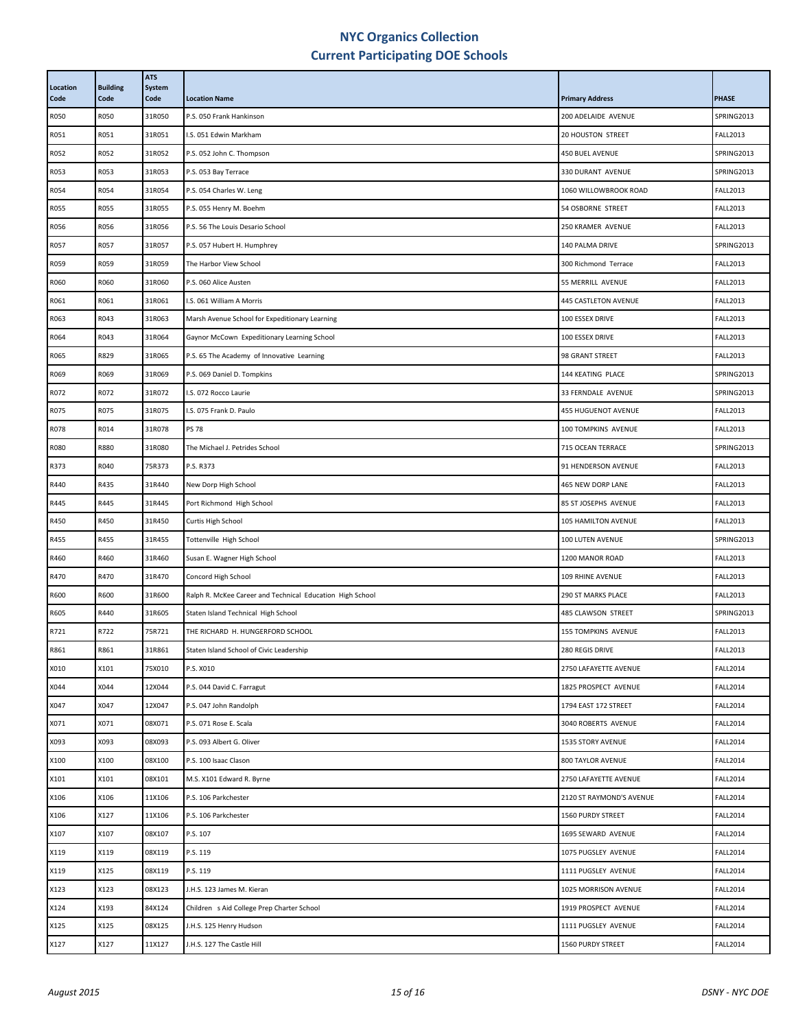# NYC Organics Collection
## Current Participating DOE Schools

| Location Code | Building Code | ATS System Code | Location Name | Primary Address | PHASE |
|---|---|---|---|---|---|
| R050 | R050 | 31R050 | P.S. 050 Frank Hankinson | 200 ADELAIDE AVENUE | SPRING2013 |
| R051 | R051 | 31R051 | I.S. 051 Edwin Markham | 20 HOUSTON STREET | FALL2013 |
| R052 | R052 | 31R052 | P.S. 052 John C. Thompson | 450 BUEL AVENUE | SPRING2013 |
| R053 | R053 | 31R053 | P.S. 053 Bay Terrace | 330 DURANT AVENUE | SPRING2013 |
| R054 | R054 | 31R054 | P.S. 054 Charles W. Leng | 1060 WILLOWBROOK ROAD | FALL2013 |
| R055 | R055 | 31R055 | P.S. 055 Henry M. Boehm | 54 OSBORNE STREET | FALL2013 |
| R056 | R056 | 31R056 | P.S. 56 The Louis Desario School | 250 KRAMER AVENUE | FALL2013 |
| R057 | R057 | 31R057 | P.S. 057 Hubert H. Humphrey | 140 PALMA DRIVE | SPRING2013 |
| R059 | R059 | 31R059 | The Harbor View School | 300 Richmond Terrace | FALL2013 |
| R060 | R060 | 31R060 | P.S. 060 Alice Austen | 55 MERRILL AVENUE | FALL2013 |
| R061 | R061 | 31R061 | I.S. 061 William A Morris | 445 CASTLETON AVENUE | FALL2013 |
| R063 | R043 | 31R063 | Marsh Avenue School for Expeditionary Learning | 100 ESSEX DRIVE | FALL2013 |
| R064 | R043 | 31R064 | Gaynor McCown Expeditionary Learning School | 100 ESSEX DRIVE | FALL2013 |
| R065 | R829 | 31R065 | P.S. 65 The Academy of Innovative Learning | 98 GRANT STREET | FALL2013 |
| R069 | R069 | 31R069 | P.S. 069 Daniel D. Tompkins | 144 KEATING PLACE | SPRING2013 |
| R072 | R072 | 31R072 | I.S. 072 Rocco Laurie | 33 FERNDALE AVENUE | SPRING2013 |
| R075 | R075 | 31R075 | I.S. 075 Frank D. Paulo | 455 HUGUENOT AVENUE | FALL2013 |
| R078 | R014 | 31R078 | PS 78 | 100 TOMPKINS AVENUE | FALL2013 |
| R080 | R880 | 31R080 | The Michael J. Petrides School | 715 OCEAN TERRACE | SPRING2013 |
| R373 | R040 | 75R373 | P.S. R373 | 91 HENDERSON AVENUE | FALL2013 |
| R440 | R435 | 31R440 | New Dorp High School | 465 NEW DORP LANE | FALL2013 |
| R445 | R445 | 31R445 | Port Richmond High School | 85 ST JOSEPHS AVENUE | FALL2013 |
| R450 | R450 | 31R450 | Curtis High School | 105 HAMILTON AVENUE | FALL2013 |
| R455 | R455 | 31R455 | Tottenville High School | 100 LUTEN AVENUE | SPRING2013 |
| R460 | R460 | 31R460 | Susan E. Wagner High School | 1200 MANOR ROAD | FALL2013 |
| R470 | R470 | 31R470 | Concord High School | 109 RHINE AVENUE | FALL2013 |
| R600 | R600 | 31R600 | Ralph R. McKee Career and Technical Education High School | 290 ST MARKS PLACE | FALL2013 |
| R605 | R440 | 31R605 | Staten Island Technical High School | 485 CLAWSON STREET | SPRING2013 |
| R721 | R722 | 75R721 | THE RICHARD H. HUNGERFORD SCHOOL | 155 TOMPKINS AVENUE | FALL2013 |
| R861 | R861 | 31R861 | Staten Island School of Civic Leadership | 280 REGIS DRIVE | FALL2013 |
| X010 | X101 | 75X010 | P.S. X010 | 2750 LAFAYETTE AVENUE | FALL2014 |
| X044 | X044 | 12X044 | P.S. 044 David C. Farragut | 1825 PROSPECT AVENUE | FALL2014 |
| X047 | X047 | 12X047 | P.S. 047 John Randolph | 1794 EAST 172 STREET | FALL2014 |
| X071 | X071 | 08X071 | P.S. 071 Rose E. Scala | 3040 ROBERTS AVENUE | FALL2014 |
| X093 | X093 | 08X093 | P.S. 093 Albert G. Oliver | 1535 STORY AVENUE | FALL2014 |
| X100 | X100 | 08X100 | P.S. 100 Isaac Clason | 800 TAYLOR AVENUE | FALL2014 |
| X101 | X101 | 08X101 | M.S. X101 Edward R. Byrne | 2750 LAFAYETTE AVENUE | FALL2014 |
| X106 | X106 | 11X106 | P.S. 106 Parkchester | 2120 ST RAYMOND'S AVENUE | FALL2014 |
| X106 | X127 | 11X106 | P.S. 106 Parkchester | 1560 PURDY STREET | FALL2014 |
| X107 | X107 | 08X107 | P.S. 107 | 1695 SEWARD AVENUE | FALL2014 |
| X119 | X119 | 08X119 | P.S. 119 | 1075 PUGSLEY AVENUE | FALL2014 |
| X119 | X125 | 08X119 | P.S. 119 | 1111 PUGSLEY AVENUE | FALL2014 |
| X123 | X123 | 08X123 | J.H.S. 123 James M. Kieran | 1025 MORRISON AVENUE | FALL2014 |
| X124 | X193 | 84X124 | Children s Aid College Prep Charter School | 1919 PROSPECT AVENUE | FALL2014 |
| X125 | X125 | 08X125 | J.H.S. 125 Henry Hudson | 1111 PUGSLEY AVENUE | FALL2014 |
| X127 | X127 | 11X127 | J.H.S. 127 The Castle Hill | 1560 PURDY STREET | FALL2014 |

*August 2015* | *DSNY - NYC DOE*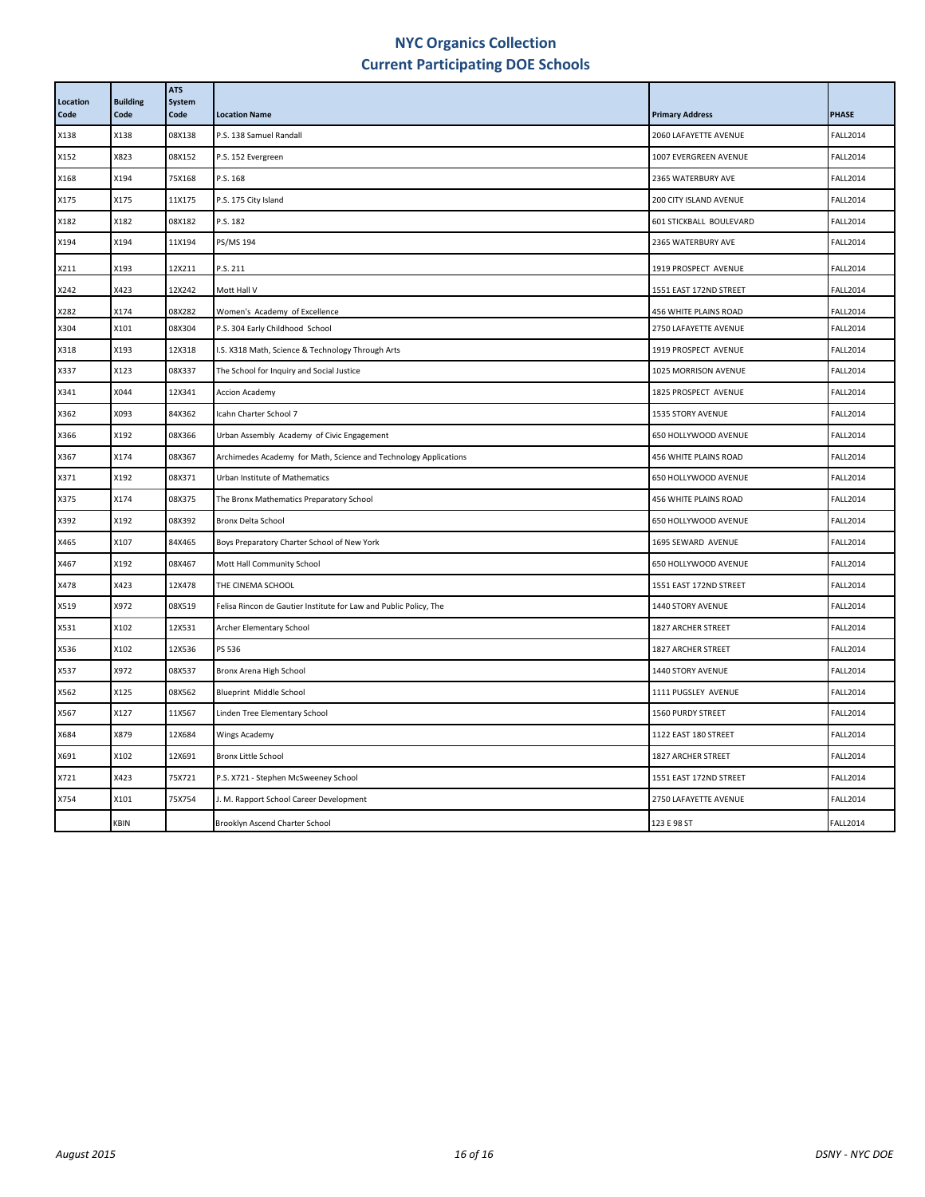# NYC Organics Collection
## Current Participating DOE Schools

| Location Code | Building Code | ATS System Code | Location Name | Primary Address | PHASE |
|---|---|---|---|---|---|
| X138 | X138 | 08X138 | P.S. 138 Samuel Randall | 2060 LAFAYETTE AVENUE | FALL2014 |
| X152 | X823 | 08X152 | P.S. 152 Evergreen | 1007 EVERGREEN AVENUE | FALL2014 |
| X168 | X194 | 75X168 | P.S. 168 | 2365 WATERBURY AVE | FALL2014 |
| X175 | X175 | 11X175 | P.S. 175 City Island | 200 CITY ISLAND AVENUE | FALL2014 |
| X182 | X182 | 08X182 | P.S. 182 | 601 STICKBALL BOULEVARD | FALL2014 |
| X194 | X194 | 11X194 | PS/MS 194 | 2365 WATERBURY AVE | FALL2014 |
| X211 | X193 | 12X211 | P.S. 211 | 1919 PROSPECT AVENUE | FALL2014 |
| X242 | X423 | 12X242 | Mott Hall V | 1551 EAST 172ND STREET | FALL2014 |
| X282 | X174 | 08X282 | Women's Academy of Excellence | 456 WHITE PLAINS ROAD | FALL2014 |
| X304 | X101 | 08X304 | P.S. 304 Early Childhood School | 2750 LAFAYETTE AVENUE | FALL2014 |
| X318 | X193 | 12X318 | I.S. X318 Math, Science & Technology Through Arts | 1919 PROSPECT AVENUE | FALL2014 |
| X337 | X123 | 08X337 | The School for Inquiry and Social Justice | 1025 MORRISON AVENUE | FALL2014 |
| X341 | X044 | 12X341 | Accion Academy | 1825 PROSPECT AVENUE | FALL2014 |
| X362 | X093 | 84X362 | Icahn Charter School 7 | 1535 STORY AVENUE | FALL2014 |
| X366 | X192 | 08X366 | Urban Assembly Academy of Civic Engagement | 650 HOLLYWOOD AVENUE | FALL2014 |
| X367 | X174 | 08X367 | Archimedes Academy for Math, Science and Technology Applications | 456 WHITE PLAINS ROAD | FALL2014 |
| X371 | X192 | 08X371 | Urban Institute of Mathematics | 650 HOLLYWOOD AVENUE | FALL2014 |
| X375 | X174 | 08X375 | The Bronx Mathematics Preparatory School | 456 WHITE PLAINS ROAD | FALL2014 |
| X392 | X192 | 08X392 | Bronx Delta School | 650 HOLLYWOOD AVENUE | FALL2014 |
| X465 | X107 | 84X465 | Boys Preparatory Charter School of New York | 1695 SEWARD AVENUE | FALL2014 |
| X467 | X192 | 08X467 | Mott Hall Community School | 650 HOLLYWOOD AVENUE | FALL2014 |
| X478 | X423 | 12X478 | THE CINEMA SCHOOL | 1551 EAST 172ND STREET | FALL2014 |
| X519 | X972 | 08X519 | Felisa Rincon de Gautier Institute for Law and Public Policy, The | 1440 STORY AVENUE | FALL2014 |
| X531 | X102 | 12X531 | Archer Elementary School | 1827 ARCHER STREET | FALL2014 |
| X536 | X102 | 12X536 | PS 536 | 1827 ARCHER STREET | FALL2014 |
| X537 | X972 | 08X537 | Bronx Arena High School | 1440 STORY AVENUE | FALL2014 |
| X562 | X125 | 08X562 | Blueprint Middle School | 1111 PUGSLEY AVENUE | FALL2014 |
| X567 | X127 | 11X567 | Linden Tree Elementary School | 1560 PURDY STREET | FALL2014 |
| X684 | X879 | 12X684 | Wings Academy | 1122 EAST 180 STREET | FALL2014 |
| X691 | X102 | 12X691 | Bronx Little School | 1827 ARCHER STREET | FALL2014 |
| X721 | X423 | 75X721 | P.S. X721 - Stephen McSweeney School | 1551 EAST 172ND STREET | FALL2014 |
| X754 | X101 | 75X754 | J. M. Rapport School Career Development | 2750 LAFAYETTE AVENUE | FALL2014 |
| | KBIN | | Brooklyn Ascend Charter School | 123 E 98 ST | FALL2014 |